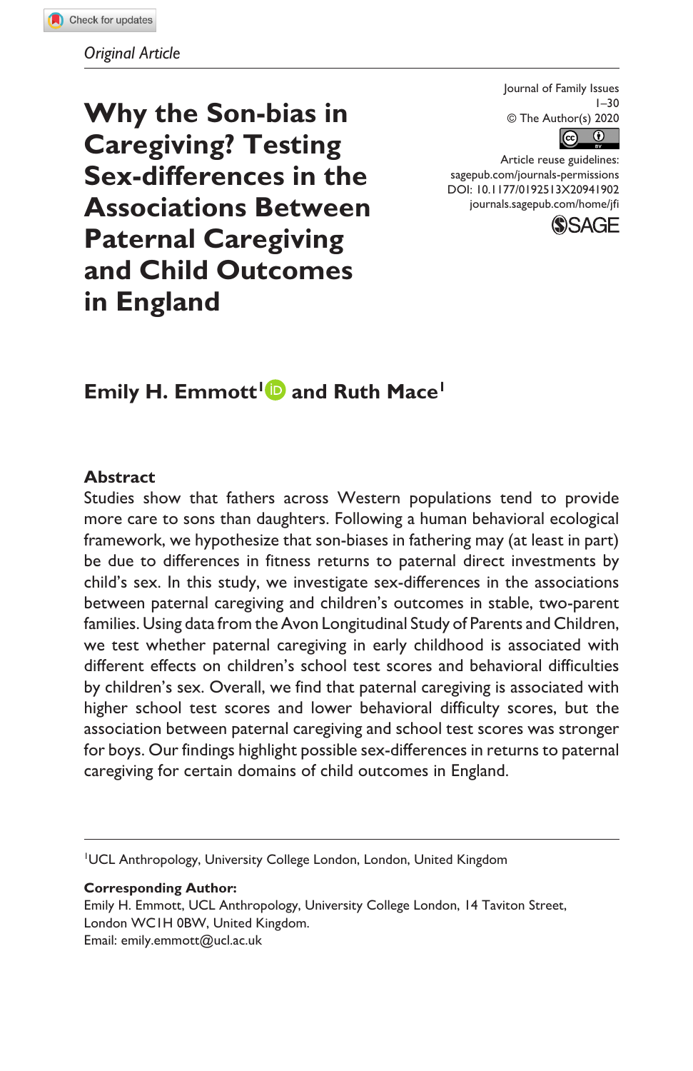*Original Article*

Journal of Family Issues
1–30
© The Author(s) 2020
Article reuse guidelines:
sagepub.com/journals-permissions
DOI: 10.1177/0192513X20941902
journals.sagepub.com/home/jfi

# Why the Son-bias in Caregiving? Testing Sex-differences in the Associations Between Paternal Caregiving and Child Outcomes in England

**Emily H. Emmott[1] and Ruth Mace[1]**

## Abstract

Studies show that fathers across Western populations tend to provide more care to sons than daughters. Following a human behavioral ecological framework, we hypothesize that son-biases in fathering may (at least in part) be due to differences in fitness returns to paternal direct investments by child's sex. In this study, we investigate sex-differences in the associations between paternal caregiving and children's outcomes in stable, two-parent families. Using data from the Avon Longitudinal Study of Parents and Children, we test whether paternal caregiving in early childhood is associated with different effects on children's school test scores and behavioral difficulties by children's sex. Overall, we find that paternal caregiving is associated with higher school test scores and lower behavioral difficulty scores, but the association between paternal caregiving and school test scores was stronger for boys. Our findings highlight possible sex-differences in returns to paternal caregiving for certain domains of child outcomes in England.

---

[1]UCL Anthropology, University College London, London, United Kingdom

**Corresponding Author:**
Emily H. Emmott, UCL Anthropology, University College London, 14 Taviton Street, London WC1H 0BW, United Kingdom.
Email: emily.emmott@ucl.ac.uk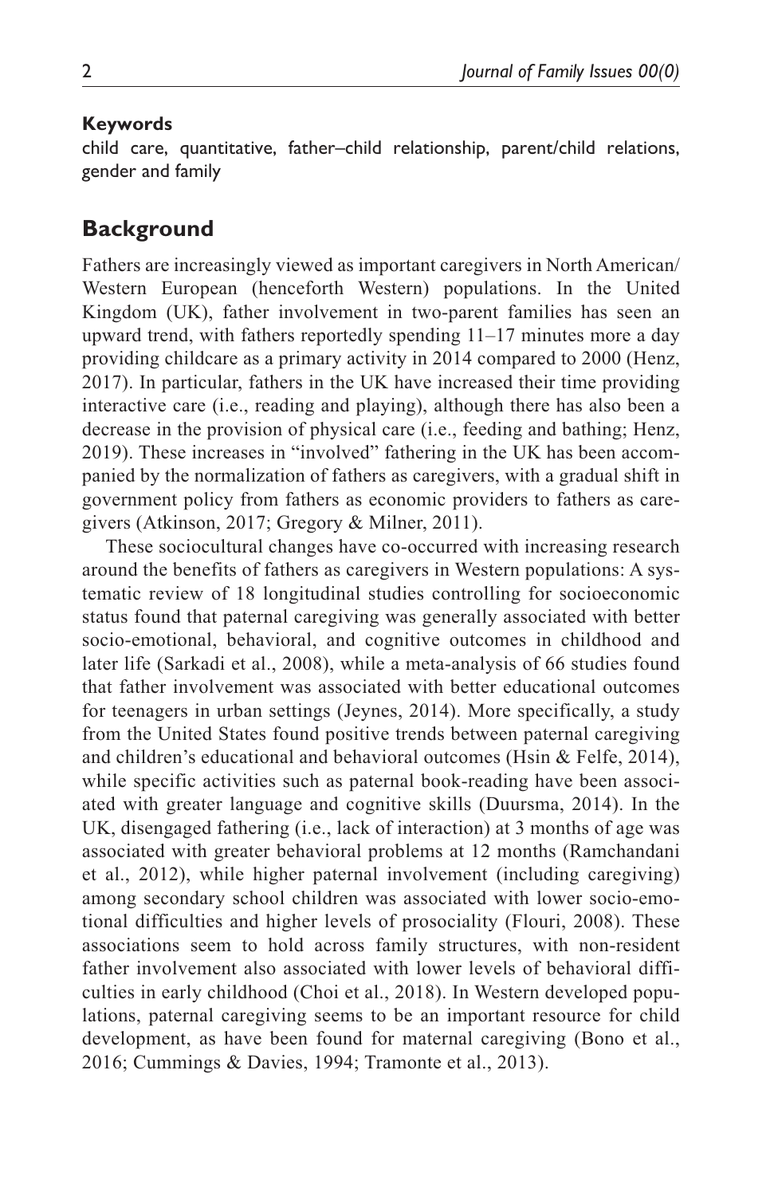**Keywords**

child care, quantitative, father–child relationship, parent/child relations, gender and family

## Background

Fathers are increasingly viewed as important caregivers in North American/ Western European (henceforth Western) populations. In the United Kingdom (UK), father involvement in two-parent families has seen an upward trend, with fathers reportedly spending 11–17 minutes more a day providing childcare as a primary activity in 2014 compared to 2000 (Henz, 2017). In particular, fathers in the UK have increased their time providing interactive care (i.e., reading and playing), although there has also been a decrease in the provision of physical care (i.e., feeding and bathing; Henz, 2019). These increases in "involved" fathering in the UK has been accompanied by the normalization of fathers as caregivers, with a gradual shift in government policy from fathers as economic providers to fathers as caregivers (Atkinson, 2017; Gregory & Milner, 2011).

These sociocultural changes have co-occurred with increasing research around the benefits of fathers as caregivers in Western populations: A systematic review of 18 longitudinal studies controlling for socioeconomic status found that paternal caregiving was generally associated with better socio-emotional, behavioral, and cognitive outcomes in childhood and later life (Sarkadi et al., 2008), while a meta-analysis of 66 studies found that father involvement was associated with better educational outcomes for teenagers in urban settings (Jeynes, 2014). More specifically, a study from the United States found positive trends between paternal caregiving and children's educational and behavioral outcomes (Hsin & Felfe, 2014), while specific activities such as paternal book-reading have been associated with greater language and cognitive skills (Duursma, 2014). In the UK, disengaged fathering (i.e., lack of interaction) at 3 months of age was associated with greater behavioral problems at 12 months (Ramchandani et al., 2012), while higher paternal involvement (including caregiving) among secondary school children was associated with lower socio-emotional difficulties and higher levels of prosociality (Flouri, 2008). These associations seem to hold across family structures, with non-resident father involvement also associated with lower levels of behavioral difficulties in early childhood (Choi et al., 2018). In Western developed populations, paternal caregiving seems to be an important resource for child development, as have been found for maternal caregiving (Bono et al., 2016; Cummings & Davies, 1994; Tramonte et al., 2013).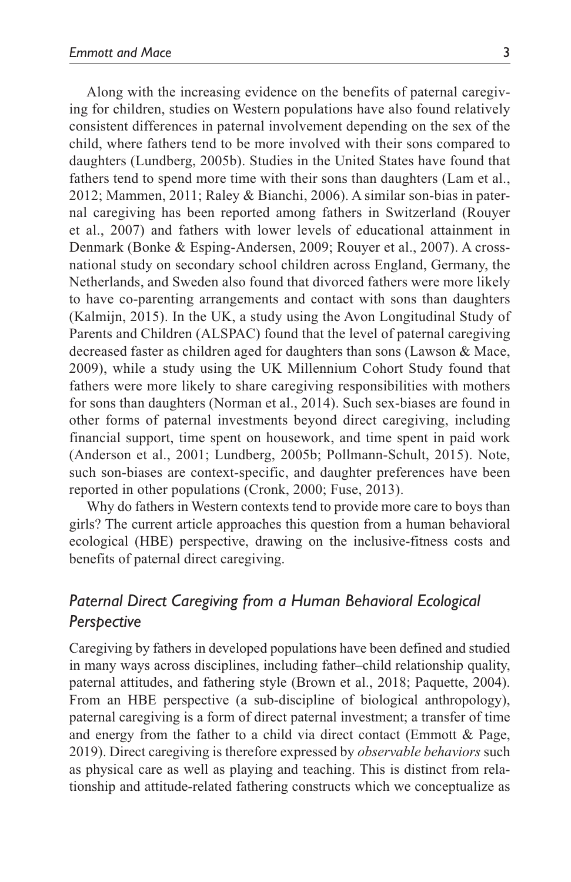Along with the increasing evidence on the benefits of paternal caregiving for children, studies on Western populations have also found relatively consistent differences in paternal involvement depending on the sex of the child, where fathers tend to be more involved with their sons compared to daughters (Lundberg, 2005b). Studies in the United States have found that fathers tend to spend more time with their sons than daughters (Lam et al., 2012; Mammen, 2011; Raley & Bianchi, 2006). A similar son-bias in paternal caregiving has been reported among fathers in Switzerland (Rouyer et al., 2007) and fathers with lower levels of educational attainment in Denmark (Bonke & Esping-Andersen, 2009; Rouyer et al., 2007). A cross-national study on secondary school children across England, Germany, the Netherlands, and Sweden also found that divorced fathers were more likely to have co-parenting arrangements and contact with sons than daughters (Kalmijn, 2015). In the UK, a study using the Avon Longitudinal Study of Parents and Children (ALSPAC) found that the level of paternal caregiving decreased faster as children aged for daughters than sons (Lawson & Mace, 2009), while a study using the UK Millennium Cohort Study found that fathers were more likely to share caregiving responsibilities with mothers for sons than daughters (Norman et al., 2014). Such sex-biases are found in other forms of paternal investments beyond direct caregiving, including financial support, time spent on housework, and time spent in paid work (Anderson et al., 2001; Lundberg, 2005b; Pollmann-Schult, 2015). Note, such son-biases are context-specific, and daughter preferences have been reported in other populations (Cronk, 2000; Fuse, 2013).

Why do fathers in Western contexts tend to provide more care to boys than girls? The current article approaches this question from a human behavioral ecological (HBE) perspective, drawing on the inclusive-fitness costs and benefits of paternal direct caregiving.

## *Paternal Direct Caregiving from a Human Behavioral Ecological Perspective*

Caregiving by fathers in developed populations have been defined and studied in many ways across disciplines, including father–child relationship quality, paternal attitudes, and fathering style (Brown et al., 2018; Paquette, 2004). From an HBE perspective (a sub-discipline of biological anthropology), paternal caregiving is a form of direct paternal investment; a transfer of time and energy from the father to a child via direct contact (Emmott & Page, 2019). Direct caregiving is therefore expressed by *observable behaviors* such as physical care as well as playing and teaching. This is distinct from relationship and attitude-related fathering constructs which we conceptualize as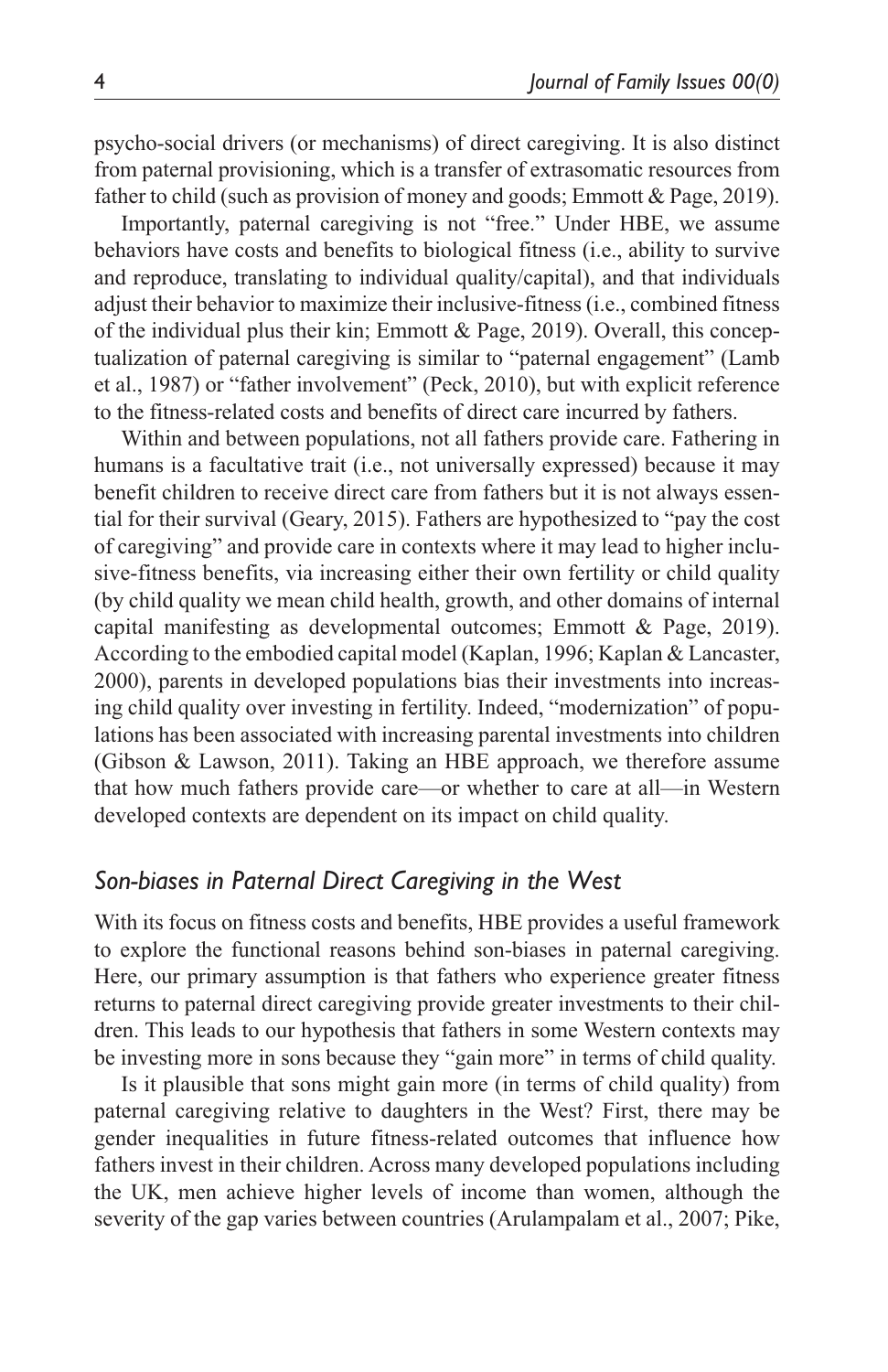psycho-social drivers (or mechanisms) of direct caregiving. It is also distinct from paternal provisioning, which is a transfer of extrasomatic resources from father to child (such as provision of money and goods; Emmott & Page, 2019).

Importantly, paternal caregiving is not "free." Under HBE, we assume behaviors have costs and benefits to biological fitness (i.e., ability to survive and reproduce, translating to individual quality/capital), and that individuals adjust their behavior to maximize their inclusive-fitness (i.e., combined fitness of the individual plus their kin; Emmott & Page, 2019). Overall, this conceptualization of paternal caregiving is similar to "paternal engagement" (Lamb et al., 1987) or "father involvement" (Peck, 2010), but with explicit reference to the fitness-related costs and benefits of direct care incurred by fathers.

Within and between populations, not all fathers provide care. Fathering in humans is a facultative trait (i.e., not universally expressed) because it may benefit children to receive direct care from fathers but it is not always essential for their survival (Geary, 2015). Fathers are hypothesized to "pay the cost of caregiving" and provide care in contexts where it may lead to higher inclusive-fitness benefits, via increasing either their own fertility or child quality (by child quality we mean child health, growth, and other domains of internal capital manifesting as developmental outcomes; Emmott & Page, 2019). According to the embodied capital model (Kaplan, 1996; Kaplan & Lancaster, 2000), parents in developed populations bias their investments into increasing child quality over investing in fertility. Indeed, "modernization" of populations has been associated with increasing parental investments into children (Gibson & Lawson, 2011). Taking an HBE approach, we therefore assume that how much fathers provide care—or whether to care at all—in Western developed contexts are dependent on its impact on child quality.

## *Son-biases in Paternal Direct Caregiving in the West*

With its focus on fitness costs and benefits, HBE provides a useful framework to explore the functional reasons behind son-biases in paternal caregiving. Here, our primary assumption is that fathers who experience greater fitness returns to paternal direct caregiving provide greater investments to their children. This leads to our hypothesis that fathers in some Western contexts may be investing more in sons because they "gain more" in terms of child quality.

Is it plausible that sons might gain more (in terms of child quality) from paternal caregiving relative to daughters in the West? First, there may be gender inequalities in future fitness-related outcomes that influence how fathers invest in their children. Across many developed populations including the UK, men achieve higher levels of income than women, although the severity of the gap varies between countries (Arulampalam et al., 2007; Pike,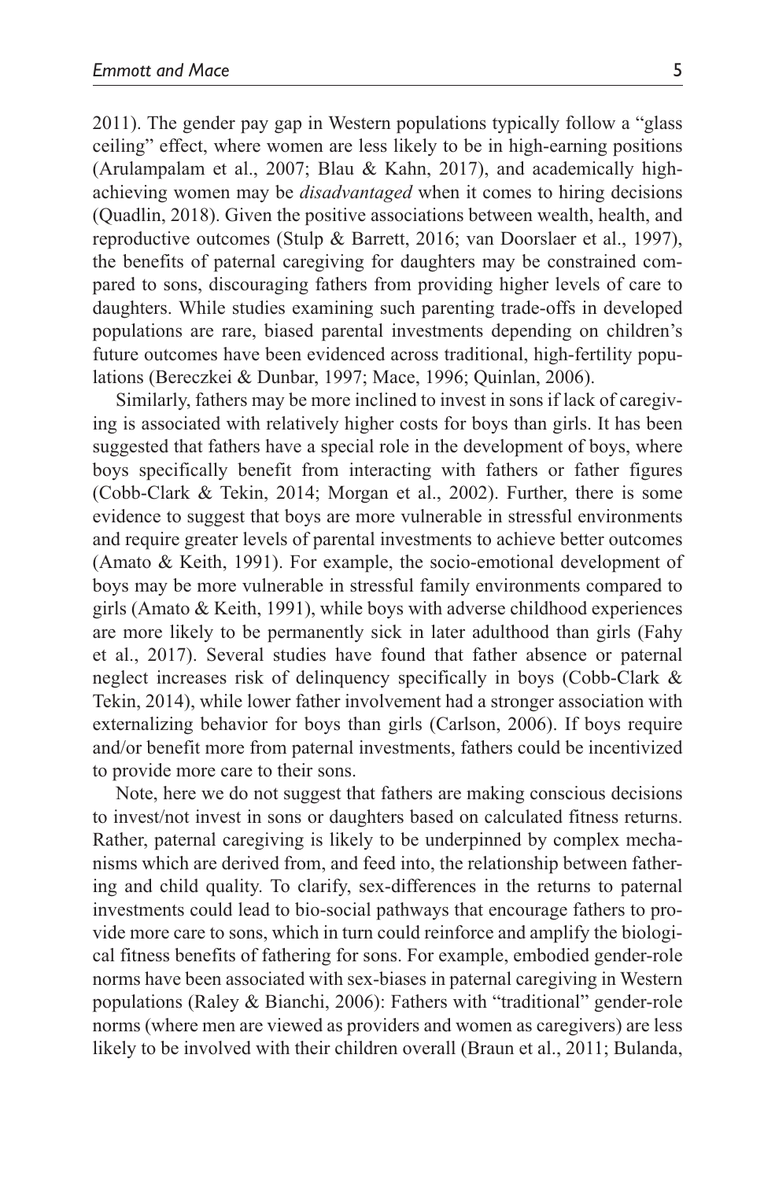2011). The gender pay gap in Western populations typically follow a "glass ceiling" effect, where women are less likely to be in high-earning positions (Arulampalam et al., 2007; Blau & Kahn, 2017), and academically high-achieving women may be *disadvantaged* when it comes to hiring decisions (Quadlin, 2018). Given the positive associations between wealth, health, and reproductive outcomes (Stulp & Barrett, 2016; van Doorslaer et al., 1997), the benefits of paternal caregiving for daughters may be constrained compared to sons, discouraging fathers from providing higher levels of care to daughters. While studies examining such parenting trade-offs in developed populations are rare, biased parental investments depending on children's future outcomes have been evidenced across traditional, high-fertility populations (Bereczkei & Dunbar, 1997; Mace, 1996; Quinlan, 2006).

Similarly, fathers may be more inclined to invest in sons if lack of caregiving is associated with relatively higher costs for boys than girls. It has been suggested that fathers have a special role in the development of boys, where boys specifically benefit from interacting with fathers or father figures (Cobb-Clark & Tekin, 2014; Morgan et al., 2002). Further, there is some evidence to suggest that boys are more vulnerable in stressful environments and require greater levels of parental investments to achieve better outcomes (Amato & Keith, 1991). For example, the socio-emotional development of boys may be more vulnerable in stressful family environments compared to girls (Amato & Keith, 1991), while boys with adverse childhood experiences are more likely to be permanently sick in later adulthood than girls (Fahy et al., 2017). Several studies have found that father absence or paternal neglect increases risk of delinquency specifically in boys (Cobb-Clark & Tekin, 2014), while lower father involvement had a stronger association with externalizing behavior for boys than girls (Carlson, 2006). If boys require and/or benefit more from paternal investments, fathers could be incentivized to provide more care to their sons.

Note, here we do not suggest that fathers are making conscious decisions to invest/not invest in sons or daughters based on calculated fitness returns. Rather, paternal caregiving is likely to be underpinned by complex mechanisms which are derived from, and feed into, the relationship between fathering and child quality. To clarify, sex-differences in the returns to paternal investments could lead to bio-social pathways that encourage fathers to provide more care to sons, which in turn could reinforce and amplify the biological fitness benefits of fathering for sons. For example, embodied gender-role norms have been associated with sex-biases in paternal caregiving in Western populations (Raley & Bianchi, 2006): Fathers with "traditional" gender-role norms (where men are viewed as providers and women as caregivers) are less likely to be involved with their children overall (Braun et al., 2011; Bulanda,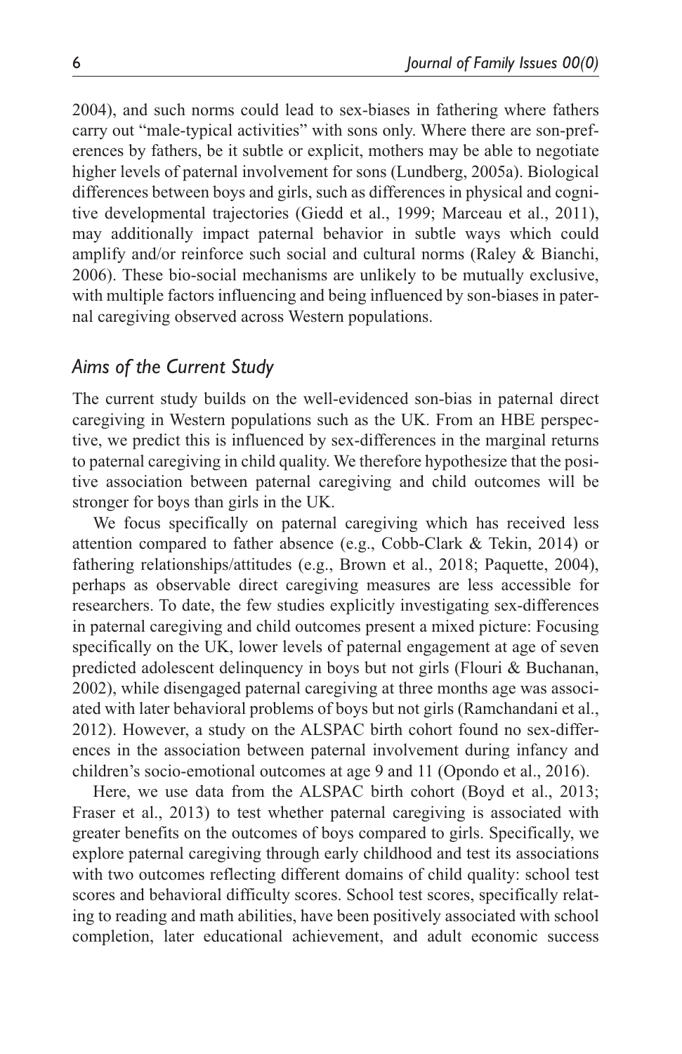2004), and such norms could lead to sex-biases in fathering where fathers carry out "male-typical activities" with sons only. Where there are son-preferences by fathers, be it subtle or explicit, mothers may be able to negotiate higher levels of paternal involvement for sons (Lundberg, 2005a). Biological differences between boys and girls, such as differences in physical and cognitive developmental trajectories (Giedd et al., 1999; Marceau et al., 2011), may additionally impact paternal behavior in subtle ways which could amplify and/or reinforce such social and cultural norms (Raley & Bianchi, 2006). These bio-social mechanisms are unlikely to be mutually exclusive, with multiple factors influencing and being influenced by son-biases in paternal caregiving observed across Western populations.

## *Aims of the Current Study*

The current study builds on the well-evidenced son-bias in paternal direct caregiving in Western populations such as the UK. From an HBE perspective, we predict this is influenced by sex-differences in the marginal returns to paternal caregiving in child quality. We therefore hypothesize that the positive association between paternal caregiving and child outcomes will be stronger for boys than girls in the UK.

We focus specifically on paternal caregiving which has received less attention compared to father absence (e.g., Cobb-Clark & Tekin, 2014) or fathering relationships/attitudes (e.g., Brown et al., 2018; Paquette, 2004), perhaps as observable direct caregiving measures are less accessible for researchers. To date, the few studies explicitly investigating sex-differences in paternal caregiving and child outcomes present a mixed picture: Focusing specifically on the UK, lower levels of paternal engagement at age of seven predicted adolescent delinquency in boys but not girls (Flouri & Buchanan, 2002), while disengaged paternal caregiving at three months age was associated with later behavioral problems of boys but not girls (Ramchandani et al., 2012). However, a study on the ALSPAC birth cohort found no sex-differences in the association between paternal involvement during infancy and children's socio-emotional outcomes at age 9 and 11 (Opondo et al., 2016).

Here, we use data from the ALSPAC birth cohort (Boyd et al., 2013; Fraser et al., 2013) to test whether paternal caregiving is associated with greater benefits on the outcomes of boys compared to girls. Specifically, we explore paternal caregiving through early childhood and test its associations with two outcomes reflecting different domains of child quality: school test scores and behavioral difficulty scores. School test scores, specifically relating to reading and math abilities, have been positively associated with school completion, later educational achievement, and adult economic success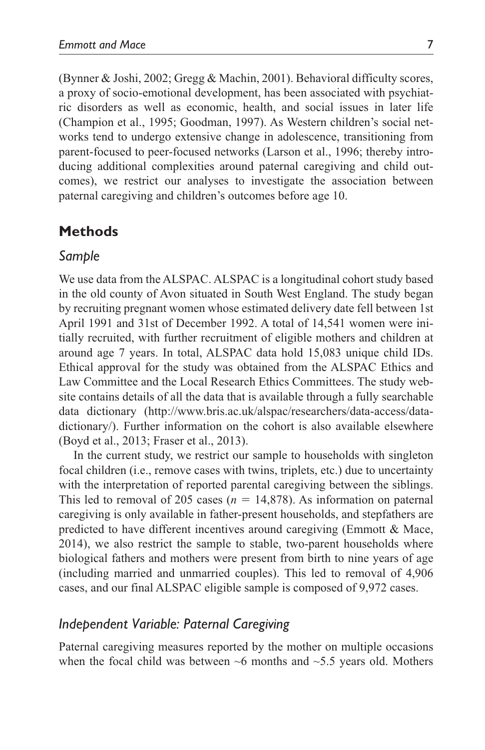(Bynner & Joshi, 2002; Gregg & Machin, 2001). Behavioral difficulty scores, a proxy of socio-emotional development, has been associated with psychiatric disorders as well as economic, health, and social issues in later life (Champion et al., 1995; Goodman, 1997). As Western children's social networks tend to undergo extensive change in adolescence, transitioning from parent-focused to peer-focused networks (Larson et al., 1996; thereby introducing additional complexities around paternal caregiving and child outcomes), we restrict our analyses to investigate the association between paternal caregiving and children's outcomes before age 10.

## Methods

### *Sample*

We use data from the ALSPAC. ALSPAC is a longitudinal cohort study based in the old county of Avon situated in South West England. The study began by recruiting pregnant women whose estimated delivery date fell between 1st April 1991 and 31st of December 1992. A total of 14,541 women were initially recruited, with further recruitment of eligible mothers and children at around age 7 years. In total, ALSPAC data hold 15,083 unique child IDs. Ethical approval for the study was obtained from the ALSPAC Ethics and Law Committee and the Local Research Ethics Committees. The study website contains details of all the data that is available through a fully searchable data dictionary (http://www.bris.ac.uk/alspac/researchers/data-access/data-dictionary/). Further information on the cohort is also available elsewhere (Boyd et al., 2013; Fraser et al., 2013).

In the current study, we restrict our sample to households with singleton focal children (i.e., remove cases with twins, triplets, etc.) due to uncertainty with the interpretation of reported parental caregiving between the siblings. This led to removal of 205 cases ($n$ = 14,878). As information on paternal caregiving is only available in father-present households, and stepfathers are predicted to have different incentives around caregiving (Emmott & Mace, 2014), we also restrict the sample to stable, two-parent households where biological fathers and mothers were present from birth to nine years of age (including married and unmarried couples). This led to removal of 4,906 cases, and our final ALSPAC eligible sample is composed of 9,972 cases.

### *Independent Variable: Paternal Caregiving*

Paternal caregiving measures reported by the mother on multiple occasions when the focal child was between ~6 months and ~5.5 years old. Mothers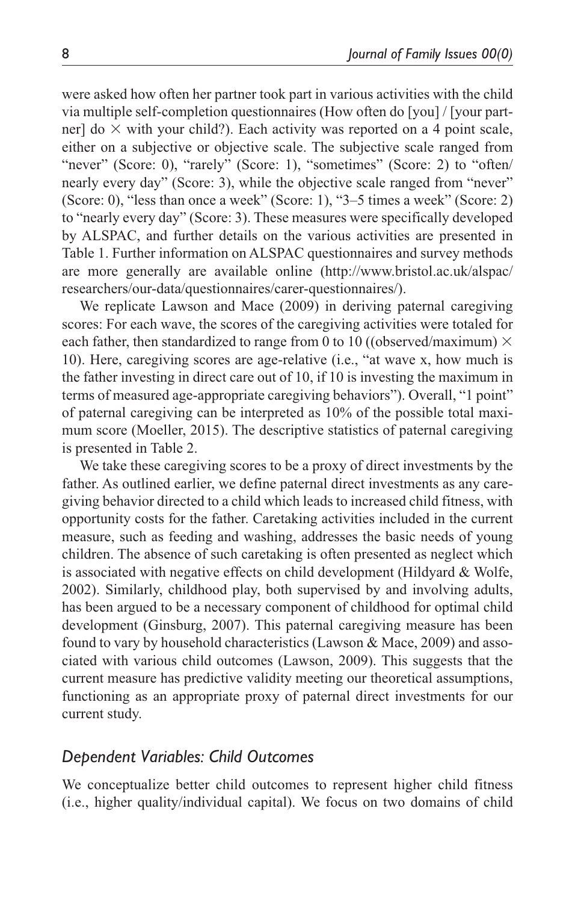were asked how often her partner took part in various activities with the child via multiple self-completion questionnaires (How often do [you] / [your partner] do × with your child?). Each activity was reported on a 4 point scale, either on a subjective or objective scale. The subjective scale ranged from "never" (Score: 0), "rarely" (Score: 1), "sometimes" (Score: 2) to "often/ nearly every day" (Score: 3), while the objective scale ranged from "never" (Score: 0), "less than once a week" (Score: 1), "3–5 times a week" (Score: 2) to "nearly every day" (Score: 3). These measures were specifically developed by ALSPAC, and further details on the various activities are presented in Table 1. Further information on ALSPAC questionnaires and survey methods are more generally are available online (http://www.bristol.ac.uk/alspac/researchers/our-data/questionnaires/carer-questionnaires/).

We replicate Lawson and Mace (2009) in deriving paternal caregiving scores: For each wave, the scores of the caregiving activities were totaled for each father, then standardized to range from 0 to 10 ((observed/maximum) × 10). Here, caregiving scores are age-relative (i.e., "at wave x, how much is the father investing in direct care out of 10, if 10 is investing the maximum in terms of measured age-appropriate caregiving behaviors"). Overall, "1 point" of paternal caregiving can be interpreted as 10% of the possible total maximum score (Moeller, 2015). The descriptive statistics of paternal caregiving is presented in Table 2.

We take these caregiving scores to be a proxy of direct investments by the father. As outlined earlier, we define paternal direct investments as any caregiving behavior directed to a child which leads to increased child fitness, with opportunity costs for the father. Caretaking activities included in the current measure, such as feeding and washing, addresses the basic needs of young children. The absence of such caretaking is often presented as neglect which is associated with negative effects on child development (Hildyard & Wolfe, 2002). Similarly, childhood play, both supervised by and involving adults, has been argued to be a necessary component of childhood for optimal child development (Ginsburg, 2007). This paternal caregiving measure has been found to vary by household characteristics (Lawson & Mace, 2009) and associated with various child outcomes (Lawson, 2009). This suggests that the current measure has predictive validity meeting our theoretical assumptions, functioning as an appropriate proxy of paternal direct investments for our current study.

### *Dependent Variables: Child Outcomes*

We conceptualize better child outcomes to represent higher child fitness (i.e., higher quality/individual capital). We focus on two domains of child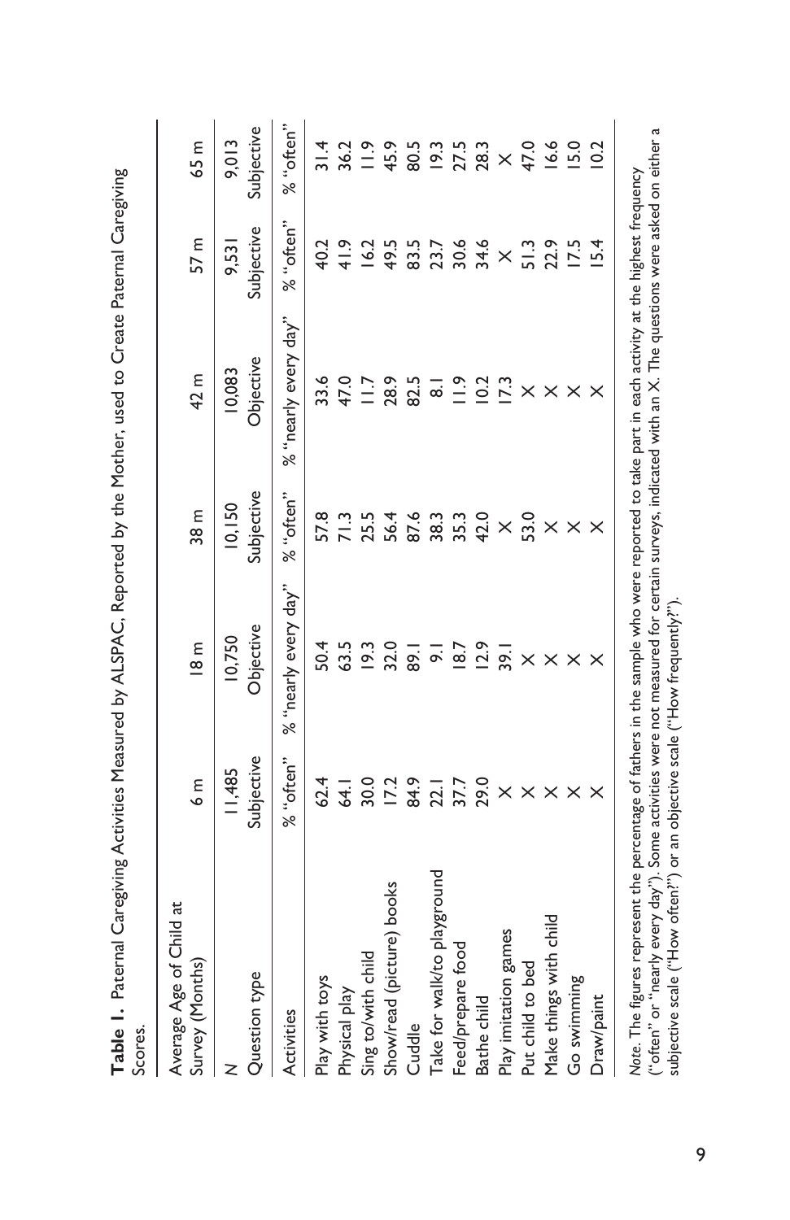**Table 1.** Paternal Caregiving Activities Measured by ALSPAC, Reported by the Mother, used to Create Paternal Caregiving Scores.

| Average Age of Child at Survey (Months) | 6 m | 18 m | 38 m | 42 m | 57 m | 65 m |
|---|---|---|---|---|---|---|
| N | 11,485 | 10,750 | 10,150 | 10,083 | 9,531 | 9,013 |
| Question type | Subjective | Objective | Subjective | Objective | Subjective | Subjective |
| Activities | % "often" | % "nearly every day" | % "often" | % "nearly every day" | % "often" | % "often" |
| Play with toys | 62.4 | 50.4 | 57.8 | 33.6 | 40.2 | 31.4 |
| Physical play | 64.1 | 63.5 | 71.3 | 47.0 | 41.9 | 36.2 |
| Sing to/with child | 30.0 | 19.3 | 25.5 | 11.7 | 16.2 | 11.9 |
| Show/read (picture) books | 17.2 | 32.0 | 56.4 | 28.9 | 49.5 | 45.9 |
| Cuddle | 84.9 | 89.1 | 87.6 | 82.5 | 83.5 | 80.5 |
| Take for walk/to playground | 22.1 | 9.1 | 38.3 | 8.1 | 23.7 | 19.3 |
| Feed/prepare food | 37.7 | 18.7 | 35.3 | 11.9 | 30.6 | 27.5 |
| Bathe child | 29.0 | 12.9 | 42.0 | 10.2 | 34.6 | 28.3 |
| Play imitation games | X | 39.1 | X | 17.3 | X | X |
| Put child to bed | X | X | 53.0 | X | 51.3 | 47.0 |
| Make things with child | X | X | X | X | 22.9 | 16.6 |
| Go swimming | X | X | X | X | 17.5 | 15.0 |
| Draw/paint | X | X | X | X | 15.4 | 10.2 |

*Note.* The figures represent the percentage of fathers in the sample who were reported to take part in each activity at the highest frequency ("often" or "nearly every day"). Some activities were not measured for certain surveys, indicated with an X. The questions were asked on either a subjective scale ("How often?") or an objective scale ("How frequently?").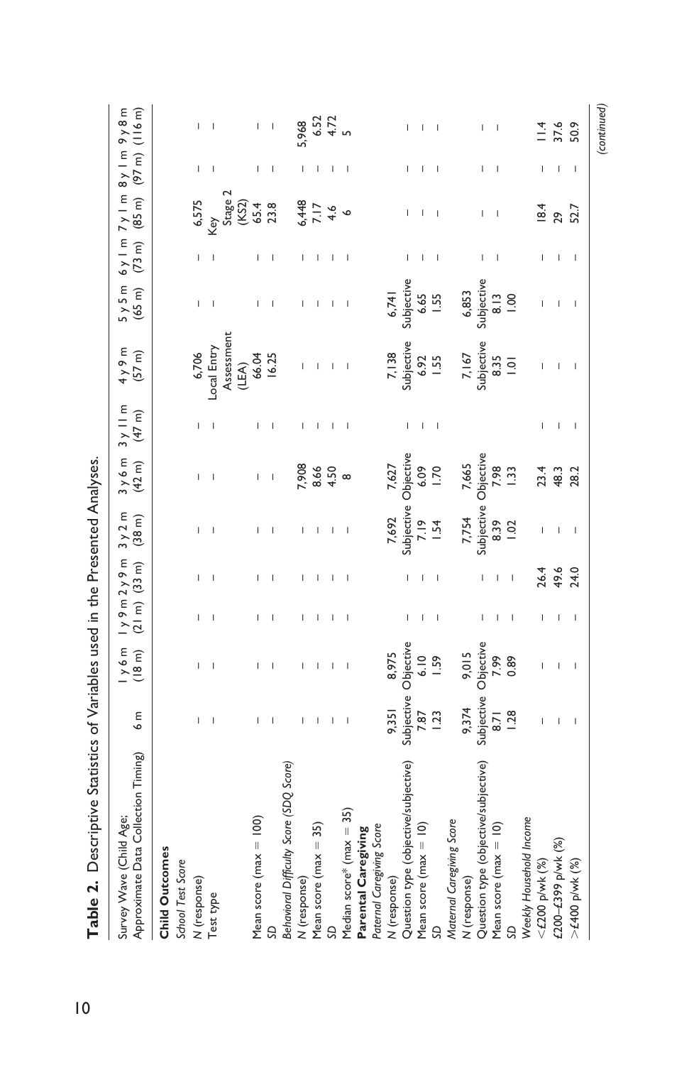**Table 2.** Descriptive Statistics of Variables used in the Presented Analyses.

| Survey Wave (Child Age; Approximate Data Collection Timing) | 6 m | 1 y 6 m (18 m) | 1 y 9 m (21 m) | 2 y 9 m (33 m) | 3 y 2 m (38 m) | 3 y 6 m (42 m) | 3 y 11 m (47 m) | 4 y 9 m (57 m) | 5 y 5 m (65 m) | 6 y 1 m (73 m) | 7 y 1 m (85 m) | 8 y 1 m (97 m) | 9 y 8 m (116 m) |
|---|---|---|---|---|---|---|---|---|---|---|---|---|---|
| **Child Outcomes** | | | | | | | | | | | | | |
| *School Test Score* | | | | | | | | | | | | | |
| *N* (response) | – | – | – | – | – | – | – | 6,706 | – | – | 6,575 | – | – |
| Test type | – | – | – | – | – | – | – | Local Entry Assessment (LEA) | – | – | Key Stage 2 (KS2) | – | – |
| Mean score (max = 100) | – | – | – | – | – | – | – | 66.04 | – | – | 65.4 | – | – |
| *SD* | – | – | – | – | – | – | – | 16.25 | – | – | 23.8 | – | – |
| *Behavioral Difficulty Score (SDQ Score)* | | | | | | | | | | | | | |
| *N* (response) | – | – | – | – | – | 7,908 | – | – | – | – | 6,448 | – | 5,968 |
| Mean score (max = 35) | – | – | – | – | – | 8.66 | – | – | – | – | 7.17 | – | 6.52 |
| *SD* | – | – | – | – | – | 4.50 | – | – | – | – | 4.6 | – | 4.72 |
| Median score* (max = 35) | – | – | – | – | – | 8 | – | – | – | – | 6 | – | 5 |
| **Parental Caregiving** | | | | | | | | | | | | | |
| *Paternal Caregiving Score* | | | | | | | | | | | | | |
| *N* (response) | 9,351 | 8,975 | | | 7,692 | 7,627 | | 7,138 | 6,741 | | | | |
| Question type (objective/subjective) | Subjective | Objective | – | – | Subjective | Objective | – | Subjective | Subjective | – | – | – | – |
| Mean score (max = 10) | 7.87 | 6.10 | – | – | 7.19 | 6.09 | – | 6.92 | 6.65 | – | – | – | – |
| *SD* | 1.23 | 1.59 | – | – | 1.54 | 1.70 | – | 1.55 | 1.55 | – | – | – | – |
| *Maternal Caregiving Score* | | | | | | | | | | | | | |
| *N* (response) | 9,374 | 9,015 | | | 7,754 | 7,665 | | 7,167 | 6,853 | | | | |
| Question type (objective/subjective) | Subjective | Objective | – | – | Subjective | Objective | – | Subjective | Subjective | – | – | – | – |
| Mean score (max = 10) | 8.71 | 7.99 | – | – | 8.39 | 7.98 | – | 8.35 | 8.13 | – | – | – | – |
| *SD* | 1.28 | 0.89 | – | – | 1.02 | 1.33 | – | 1.01 | 1.00 | – | – | – | – |
| *Weekly Household Income* | | | | | | | | | | | | | |
| <£200 p/wk (%) | – | – | – | 26.4 | – | 23.4 | – | – | – | – | 18.4 | – | 11.4 |
| £200–£399 p/wk (%) | – | – | – | 49.6 | – | 48.3 | – | – | – | – | 29 | – | 37.6 |
| >£400 p/wk (%) | – | – | – | 24.0 | – | 28.2 | – | – | – | – | 52.7 | – | 50.9 |

(continued)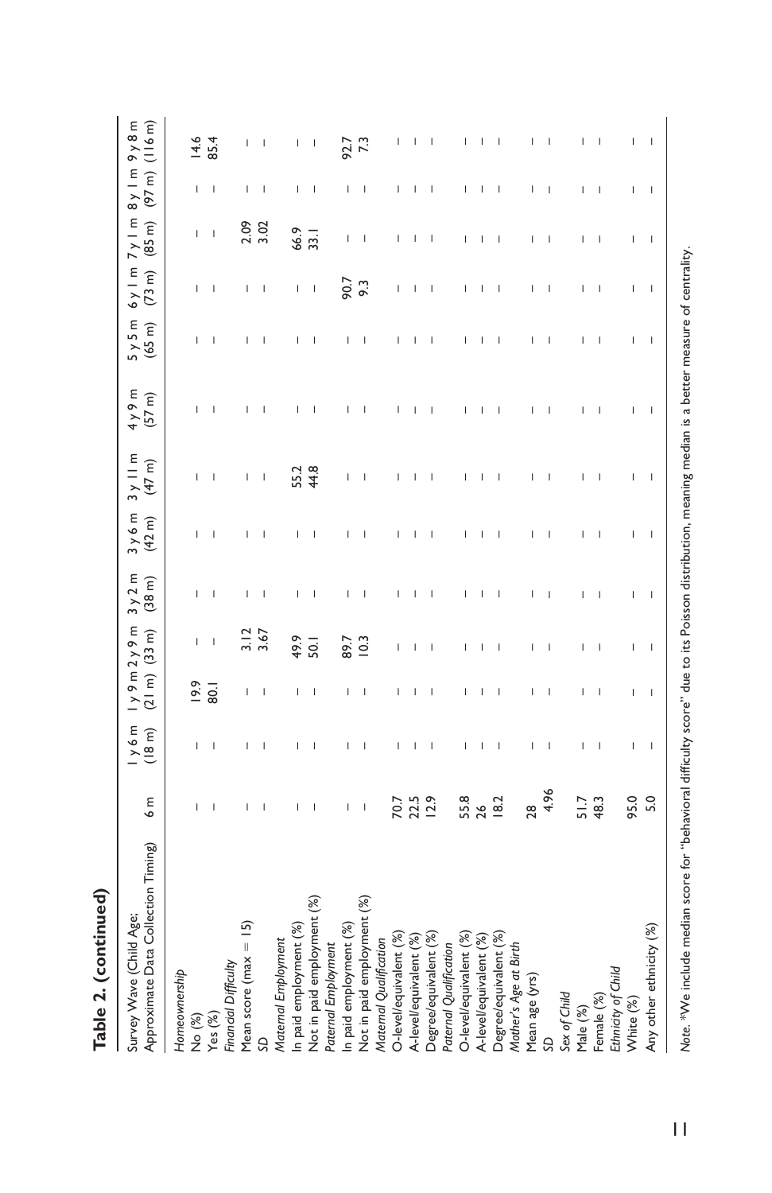**Table 2. (continued)**

| Survey Wave (Child Age; Approximate Data Collection Timing) | 6 m | 1 y 6 m (18 m) | 1 y 9 m (21 m) | 2 y 9 m (33 m) | 3 y 2 m (38 m) | 3 y 6 m (42 m) | 3 y 11 m (47 m) | 4 y 9 m (57 m) | 5 y 5 m (65 m) | 6 y 1 m (73 m) | 7 y 1 m (85 m) | 8 y 1 m (97 m) | 9 y 8 m (116 m) |
|---|---|---|---|---|---|---|---|---|---|---|---|---|---|
| *Homeownership* | | | | | | | | | | | | | |
| No (%) | – | – | 19.9 | – | – | – | – | – | – | – | – | – | 14.6 |
| Yes (%) | – | – | 80.1 | – | – | – | – | – | – | – | – | – | 85.4 |
| *Financial Difficulty* | | | | | | | | | | | | | |
| Mean score (max = 15) | – | – | – | 3.12 | – | – | – | – | – | – | 2.09 | – | – |
| *SD* | – | – | – | 3.67 | – | – | – | – | – | – | 3.02 | – | – |
| *Maternal Employment* | | | | | | | | | | | | | |
| In paid employment (%) | – | – | – | 49.9 | – | – | 55.2 | – | – | – | 66.9 | – | – |
| Not in paid employment (%) | – | – | – | 50.1 | – | – | 44.8 | – | – | – | 33.1 | – | – |
| *Paternal Employment* | | | | | | | | | | | | | |
| In paid employment (%) | – | – | – | 89.7 | – | – | – | – | – | 90.7 | – | – | 92.7 |
| Not in paid employment (%) | – | – | – | 10.3 | – | – | – | – | – | 9.3 | – | – | 7.3 |
| *Maternal Qualification* | | | | | | | | | | | | | |
| O-level/equivalent (%) | 70.7 | – | – | – | – | – | – | – | – | – | – | – | – |
| A-level/equivalent (%) | 22.5 | – | – | – | – | – | – | – | – | – | – | – | – |
| Degree/equivalent (%) | 12.9 | – | – | – | – | – | – | – | – | – | – | – | – |
| *Paternal Qualification* | | | | | | | | | | | | | |
| O-level/equivalent (%) | 55.8 | – | – | – | – | – | – | – | – | – | – | – | – |
| A-level/equivalent (%) | 26 | – | – | – | – | – | – | – | – | – | – | – | – |
| Degree/equivalent (%) | 18.2 | – | – | – | – | – | – | – | – | – | – | – | – |
| *Mother's Age at Birth* | | | | | | | | | | | | | |
| Mean age (yrs) | 28 | – | – | – | – | – | – | – | – | – | – | – | – |
| *SD* | 4.96 | – | – | – | – | – | – | – | – | – | – | – | – |
| *Sex of Child* | | | | | | | | | | | | | |
| Male (%) | 51.7 | – | – | – | – | – | – | – | – | – | – | – | – |
| Female (%) | 48.3 | – | – | – | – | – | – | – | – | – | – | – | – |
| *Ethnicity of Child* | | | | | | | | | | | | | |
| White (%) | 95.0 | – | – | – | – | – | – | – | – | – | – | – | – |
| Any other ethnicity (%) | 5.0 | – | – | – | – | – | – | – | – | – | – | – | – |

*Note.* [a]We include median score for "behavioral difficulty score" due to its Poisson distribution, meaning median is a better measure of centrality.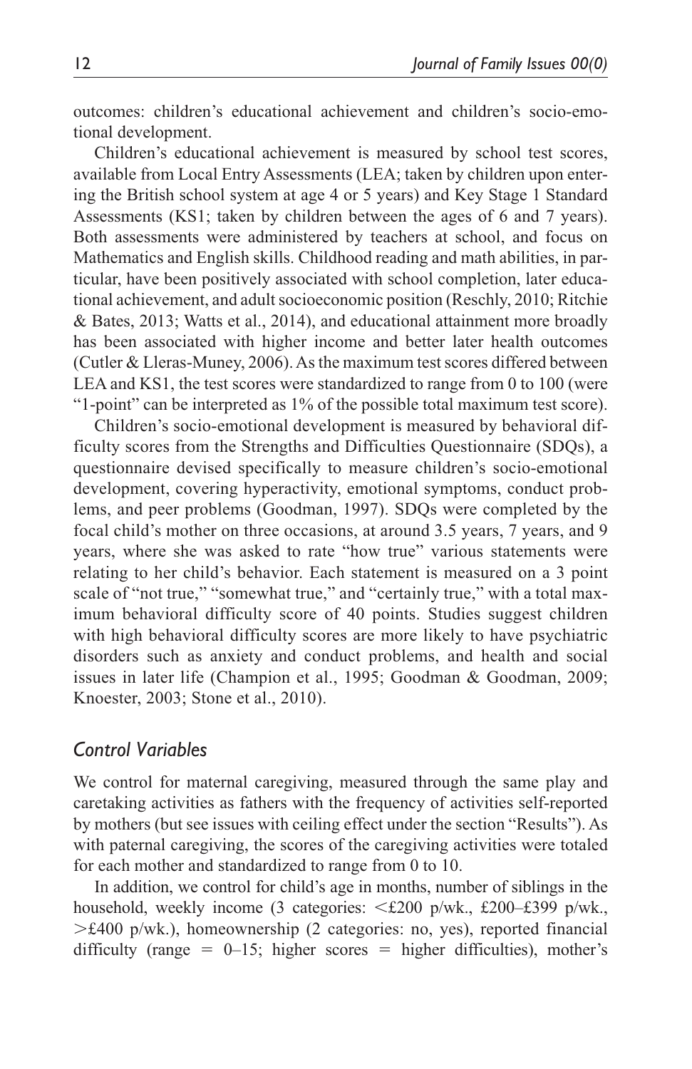outcomes: children's educational achievement and children's socio-emotional development.

Children's educational achievement is measured by school test scores, available from Local Entry Assessments (LEA; taken by children upon entering the British school system at age 4 or 5 years) and Key Stage 1 Standard Assessments (KS1; taken by children between the ages of 6 and 7 years). Both assessments were administered by teachers at school, and focus on Mathematics and English skills. Childhood reading and math abilities, in particular, have been positively associated with school completion, later educational achievement, and adult socioeconomic position (Reschly, 2010; Ritchie & Bates, 2013; Watts et al., 2014), and educational attainment more broadly has been associated with higher income and better later health outcomes (Cutler & Lleras-Muney, 2006). As the maximum test scores differed between LEA and KS1, the test scores were standardized to range from 0 to 100 (were "1-point" can be interpreted as 1% of the possible total maximum test score).

Children's socio-emotional development is measured by behavioral difficulty scores from the Strengths and Difficulties Questionnaire (SDQs), a questionnaire devised specifically to measure children's socio-emotional development, covering hyperactivity, emotional symptoms, conduct problems, and peer problems (Goodman, 1997). SDQs were completed by the focal child's mother on three occasions, at around 3.5 years, 7 years, and 9 years, where she was asked to rate "how true" various statements were relating to her child's behavior. Each statement is measured on a 3 point scale of "not true," "somewhat true," and "certainly true," with a total maximum behavioral difficulty score of 40 points. Studies suggest children with high behavioral difficulty scores are more likely to have psychiatric disorders such as anxiety and conduct problems, and health and social issues in later life (Champion et al., 1995; Goodman & Goodman, 2009; Knoester, 2003; Stone et al., 2010).

## *Control Variables*

We control for maternal caregiving, measured through the same play and caretaking activities as fathers with the frequency of activities self-reported by mothers (but see issues with ceiling effect under the section "Results"). As with paternal caregiving, the scores of the caregiving activities were totaled for each mother and standardized to range from 0 to 10.

In addition, we control for child's age in months, number of siblings in the household, weekly income (3 categories: <£200 p/wk., £200–£399 p/wk., >£400 p/wk.), homeownership (2 categories: no, yes), reported financial difficulty (range = 0–15; higher scores = higher difficulties), mother's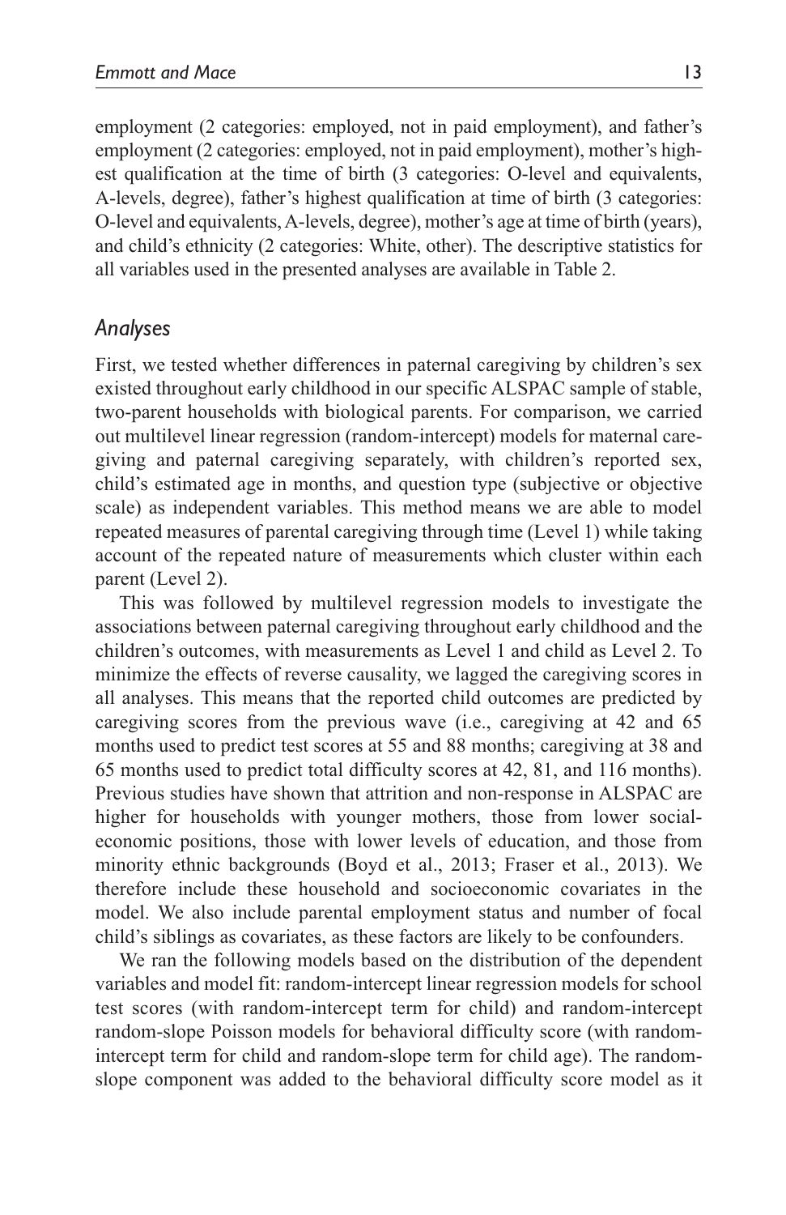employment (2 categories: employed, not in paid employment), and father's employment (2 categories: employed, not in paid employment), mother's highest qualification at the time of birth (3 categories: O-level and equivalents, A-levels, degree), father's highest qualification at time of birth (3 categories: O-level and equivalents, A-levels, degree), mother's age at time of birth (years), and child's ethnicity (2 categories: White, other). The descriptive statistics for all variables used in the presented analyses are available in Table 2.

### *Analyses*

First, we tested whether differences in paternal caregiving by children's sex existed throughout early childhood in our specific ALSPAC sample of stable, two-parent households with biological parents. For comparison, we carried out multilevel linear regression (random-intercept) models for maternal caregiving and paternal caregiving separately, with children's reported sex, child's estimated age in months, and question type (subjective or objective scale) as independent variables. This method means we are able to model repeated measures of parental caregiving through time (Level 1) while taking account of the repeated nature of measurements which cluster within each parent (Level 2).

This was followed by multilevel regression models to investigate the associations between paternal caregiving throughout early childhood and the children's outcomes, with measurements as Level 1 and child as Level 2. To minimize the effects of reverse causality, we lagged the caregiving scores in all analyses. This means that the reported child outcomes are predicted by caregiving scores from the previous wave (i.e., caregiving at 42 and 65 months used to predict test scores at 55 and 88 months; caregiving at 38 and 65 months used to predict total difficulty scores at 42, 81, and 116 months). Previous studies have shown that attrition and non-response in ALSPAC are higher for households with younger mothers, those from lower social-economic positions, those with lower levels of education, and those from minority ethnic backgrounds (Boyd et al., 2013; Fraser et al., 2013). We therefore include these household and socioeconomic covariates in the model. We also include parental employment status and number of focal child's siblings as covariates, as these factors are likely to be confounders.

We ran the following models based on the distribution of the dependent variables and model fit: random-intercept linear regression models for school test scores (with random-intercept term for child) and random-intercept random-slope Poisson models for behavioral difficulty score (with random-intercept term for child and random-slope term for child age). The random-slope component was added to the behavioral difficulty score model as it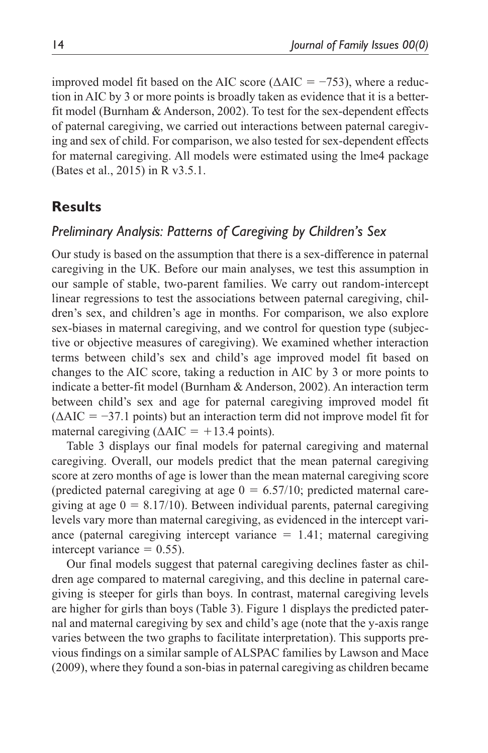improved model fit based on the AIC score ($\Delta$AIC = −753), where a reduction in AIC by 3 or more points is broadly taken as evidence that it is a better-fit model (Burnham & Anderson, 2002). To test for the sex-dependent effects of paternal caregiving, we carried out interactions between paternal caregiving and sex of child. For comparison, we also tested for sex-dependent effects for maternal caregiving. All models were estimated using the lme4 package (Bates et al., 2015) in R v3.5.1.

## Results

### *Preliminary Analysis: Patterns of Caregiving by Children's Sex*

Our study is based on the assumption that there is a sex-difference in paternal caregiving in the UK. Before our main analyses, we test this assumption in our sample of stable, two-parent families. We carry out random-intercept linear regressions to test the associations between paternal caregiving, children's sex, and children's age in months. For comparison, we also explore sex-biases in maternal caregiving, and we control for question type (subjective or objective measures of caregiving). We examined whether interaction terms between child's sex and child's age improved model fit based on changes to the AIC score, taking a reduction in AIC by 3 or more points to indicate a better-fit model (Burnham & Anderson, 2002). An interaction term between child's sex and age for paternal caregiving improved model fit ($\Delta$AIC = −37.1 points) but an interaction term did not improve model fit for maternal caregiving ($\Delta$AIC = +13.4 points).

Table 3 displays our final models for paternal caregiving and maternal caregiving. Overall, our models predict that the mean paternal caregiving score at zero months of age is lower than the mean maternal caregiving score (predicted paternal caregiving at age 0 = 6.57/10; predicted maternal caregiving at age 0 = 8.17/10). Between individual parents, paternal caregiving levels vary more than maternal caregiving, as evidenced in the intercept variance (paternal caregiving intercept variance = 1.41; maternal caregiving intercept variance = 0.55).

Our final models suggest that paternal caregiving declines faster as children age compared to maternal caregiving, and this decline in paternal caregiving is steeper for girls than boys. In contrast, maternal caregiving levels are higher for girls than boys (Table 3). Figure 1 displays the predicted paternal and maternal caregiving by sex and child's age (note that the y-axis range varies between the two graphs to facilitate interpretation). This supports previous findings on a similar sample of ALSPAC families by Lawson and Mace (2009), where they found a son-bias in paternal caregiving as children became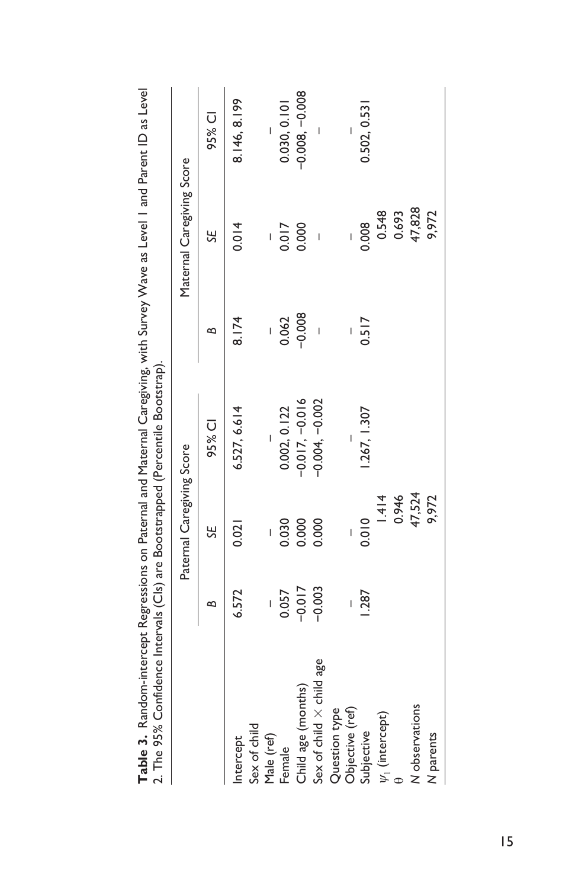**Table 3.** Random-intercept Regressions on Paternal and Maternal Caregiving, with Survey Wave as Level 1 and Parent ID as Level 2. The 95% Confidence Intervals (CIs) are Bootstrapped (Percentile Bootstrap).

| | Paternal Caregiving Score | | | Maternal Caregiving Score | | |
|---|---|---|---|---|---|---|
| | *B* | *SE* | 95% CI | *B* | *SE* | 95% CI |
| Intercept | 6.572 | 0.021 | 6.527, 6.614 | 8.174 | 0.014 | 8.146, 8.199 |
| Sex of child | | | | | | |
| Male (ref) | – | – | – | – | – | – |
| Female | 0.057 | 0.030 | 0.002, 0.122 | 0.062 | 0.017 | 0.030, 0.101 |
| Child age (months) | −0.017 | 0.000 | −0.017, −0.016 | −0.008 | 0.000 | −0.008, −0.008 |
| Sex of child × child age | −0.003 | 0.000 | −0.004, −0.002 | – | – | – |
| Question type | | | | | | |
| Objective (ref) | – | – | – | – | – | – |
| Subjective | 1.287 | 0.010 | 1.267, 1.307 | 0.517 | 0.008 | 0.502, 0.531 |
| $\psi_1$ (intercept) | | 1.414 | | | 0.548 | |
| $\theta$ | | 0.946 | | | 0.693 | |
| *N* observations | | 47,524 | | | 47,828 | |
| *N* parents | | 9,972 | | | 9,972 | |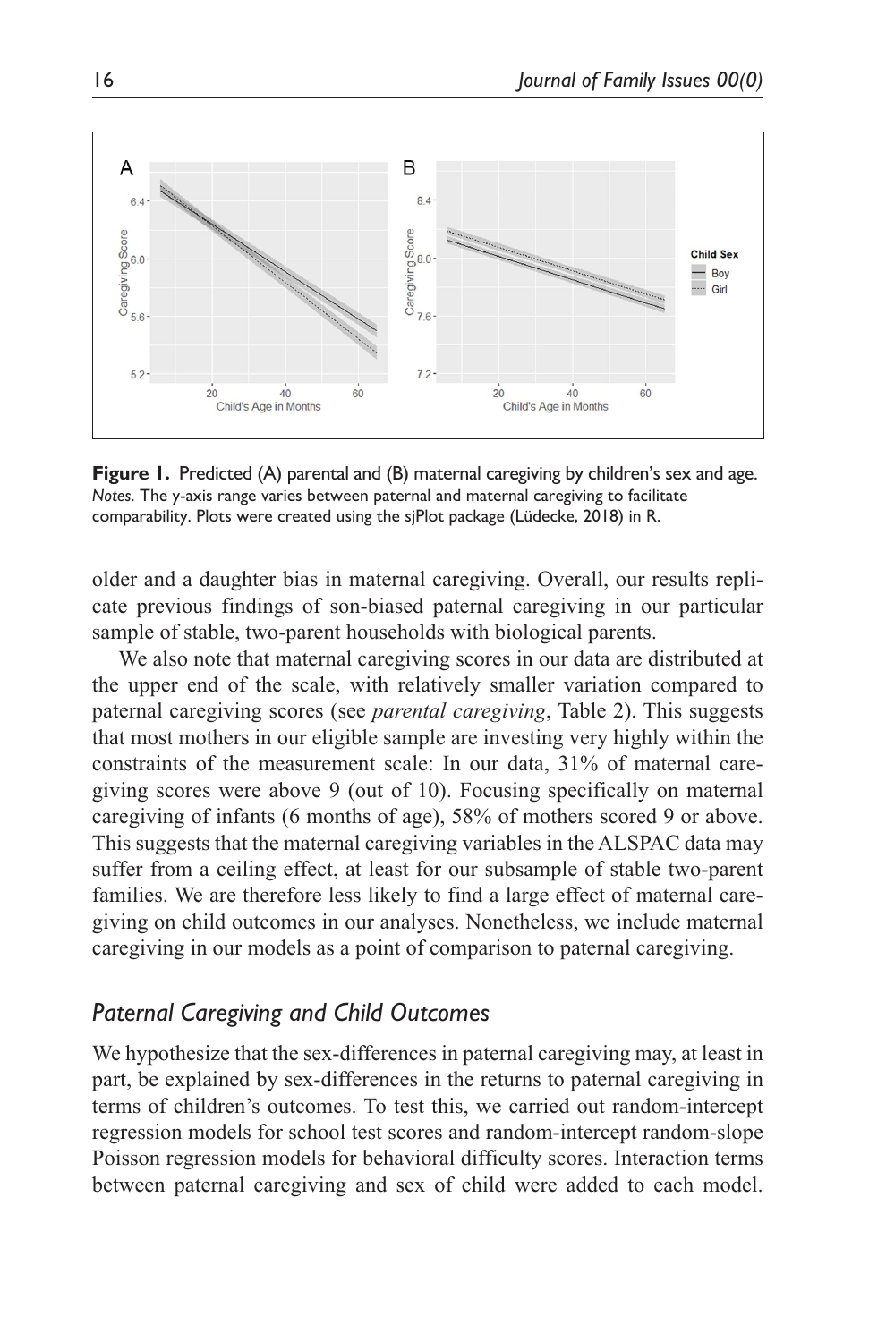**Figure 1.** Predicted (A) parental and (B) maternal caregiving by children's sex and age.
*Notes*. The y-axis range varies between paternal and maternal caregiving to facilitate comparability. Plots were created using the sjPlot package (Lüdecke, 2018) in R.

older and a daughter bias in maternal caregiving. Overall, our results replicate previous findings of son-biased paternal caregiving in our particular sample of stable, two-parent households with biological parents.

We also note that maternal caregiving scores in our data are distributed at the upper end of the scale, with relatively smaller variation compared to paternal caregiving scores (see *parental caregiving*, Table 2). This suggests that most mothers in our eligible sample are investing very highly within the constraints of the measurement scale: In our data, 31% of maternal caregiving scores were above 9 (out of 10). Focusing specifically on maternal caregiving of infants (6 months of age), 58% of mothers scored 9 or above. This suggests that the maternal caregiving variables in the ALSPAC data may suffer from a ceiling effect, at least for our subsample of stable two-parent families. We are therefore less likely to find a large effect of maternal caregiving on child outcomes in our analyses. Nonetheless, we include maternal caregiving in our models as a point of comparison to paternal caregiving.

## *Paternal Caregiving and Child Outcomes*

We hypothesize that the sex-differences in paternal caregiving may, at least in part, be explained by sex-differences in the returns to paternal caregiving in terms of children's outcomes. To test this, we carried out random-intercept regression models for school test scores and random-intercept random-slope Poisson regression models for behavioral difficulty scores. Interaction terms between paternal caregiving and sex of child were added to each model.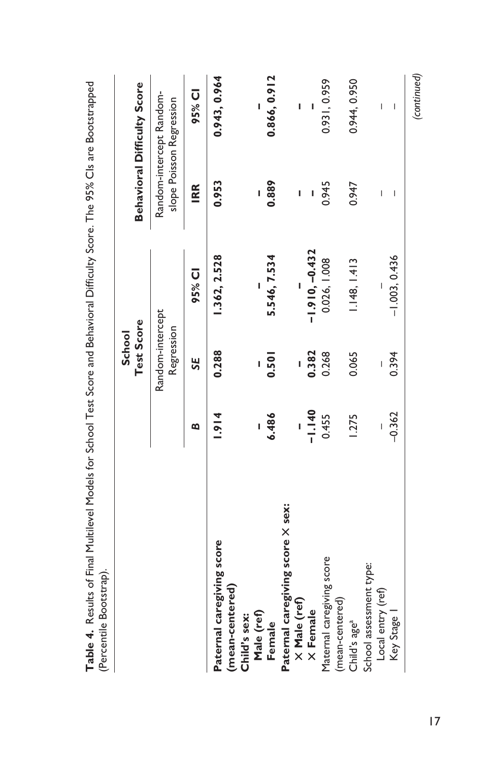**Table 4.** Results of Final Multilevel Models for School Test Score and Behavioral Difficulty Score. The 95% CIs are Bootstrapped (Percentile Bootstrap).

| | School Test Score | | | Behavioral Difficulty Score | |
|---|---|---|---|---|---|
| | Random-intercept Regression | | | Random-intercept Random-slope Poisson Regression | |
| | *B* | *SE* | 95% CI | IRR | 95% CI |
| **Paternal caregiving score (mean-centered)** | **1.914** | **0.288** | **1.362, 2.528** | **0.953** | **0.943, 0.964** |
| **Child's sex:** | | | | | |
| **Male (ref)** | **–** | **–** | **–** | **–** | **–** |
| **Female** | **6.486** | **0.501** | **5.546, 7.534** | **0.889** | **0.866, 0.912** |
| **Paternal caregiving score × sex:** | | | | | |
| **× Male (ref)** | **–** | **–** | **–** | **–** | **–** |
| **× Female** | **–1.140** | **0.382** | **–1.910, –0.432** | **–** | **–** |
| Maternal caregiving score (mean-centered) | 0.455 | 0.268 | 0.026, 1.008 | 0.945 | 0.931, 0.959 |
| Child's age[a] | 1.275 | 0.065 | 1.148, 1.413 | 0.947 | 0.944, 0.950 |
| School assessment type: | | | | | |
| Local entry (ref) | – | – | – | – | – |
| Key Stage 1 | –0.362 | 0.394 | –1.003, 0.436 | – | – |

(*continued*)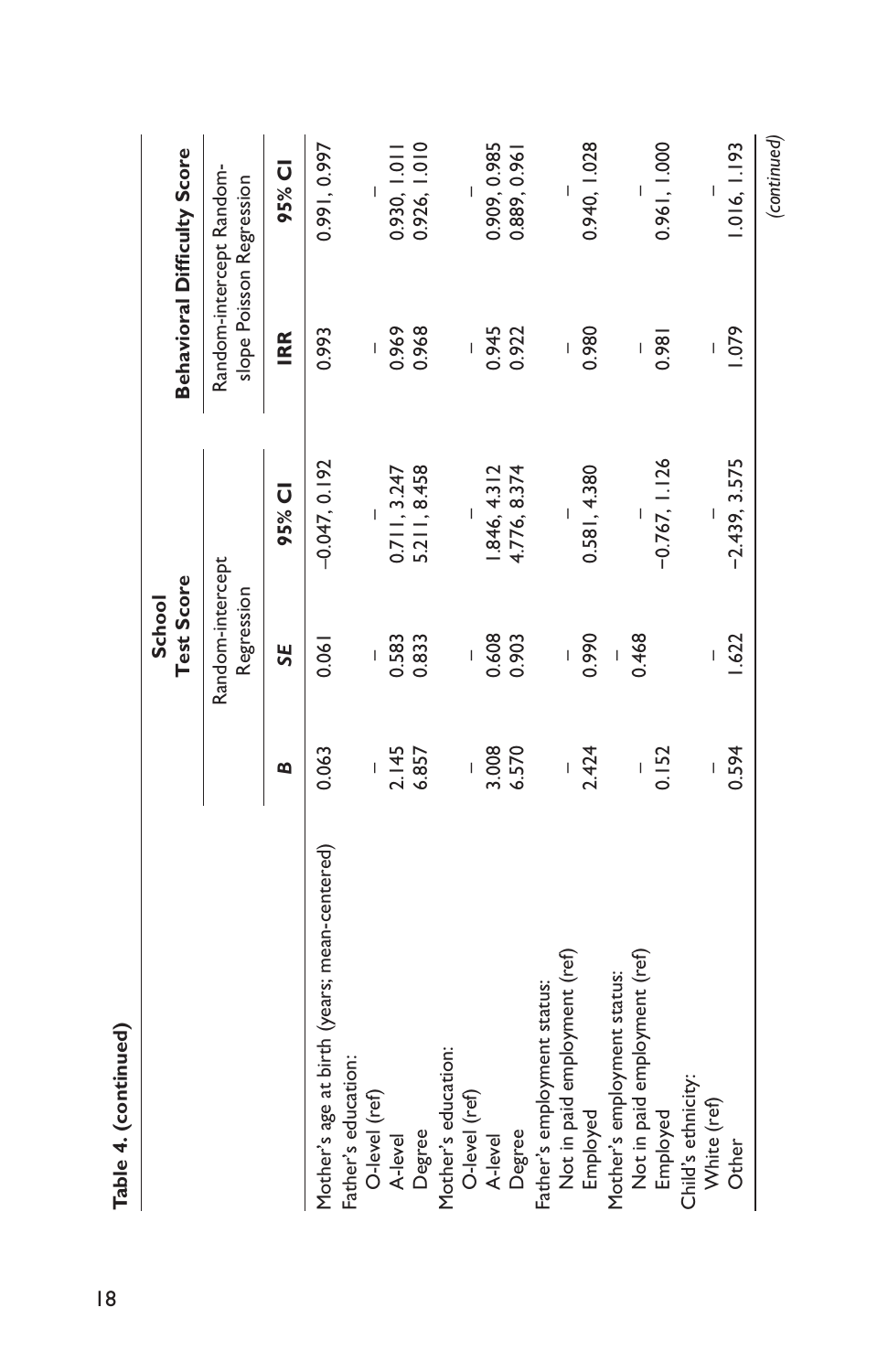**Table 4. (continued)**

| | School Test Score | | | Behavioral Difficulty Score | |
|---|---|---|---|---|---|
| | Random-intercept Regression | | | Random-intercept Random-slope Poisson Regression | |
| | *B* | *SE* | 95% CI | IRR | 95% CI |
| Mother's age at birth (years; mean-centered) | 0.063 | 0.061 | −0.047, 0.192 | 0.993 | 0.991, 0.997 |
| Father's education: | | | | | |
| O-level (ref) | – | – | – | – | – |
| A-level | 2.145 | 0.583 | 0.711, 3.247 | 0.969 | 0.930, 1.011 |
| Degree | 6.857 | 0.833 | 5.211, 8.458 | 0.968 | 0.926, 1.010 |
| Mother's education: | | | | | |
| O-level (ref) | – | – | – | – | – |
| A-level | 3.008 | 0.608 | 1.846, 4.312 | 0.945 | 0.909, 0.985 |
| Degree | 6.570 | 0.903 | 4.776, 8.374 | 0.922 | 0.889, 0.961 |
| Father's employment status: | | | | | |
| Not in paid employment (ref) | – | – | – | – | – |
| Employed | 2.424 | 0.990 | 0.581, 4.380 | 0.980 | 0.940, 1.028 |
| Mother's employment status: | | | | | |
| Not in paid employment (ref) | – | – | – | – | – |
| Employed | 0.152 | 0.468 | −0.767, 1.126 | 0.981 | 0.961, 1.000 |
| Child's ethnicity: | | | | | |
| White (ref) | – | – | – | – | – |
| Other | 0.594 | 1.622 | −2.439, 3.575 | 1.079 | 1.016, 1.193 |

*(continued)*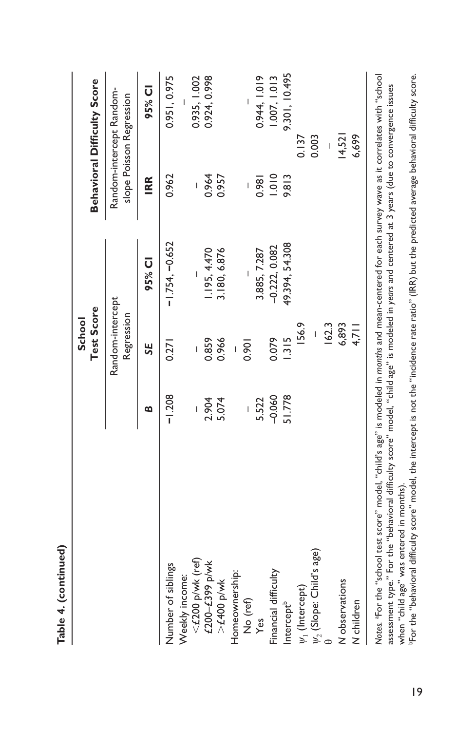**Table 4. (continued)**

| | School Test Score | | | Behavioral Difficulty Score | | |
|---|---|---|---|---|---|---|
| | Random-intercept Regression | | | Random-intercept Random-slope Poisson Regression | | |
| | *B* | *SE* | 95% CI | IRR | | 95% CI |
| Number of siblings | −1.208 | 0.271 | −1.754, −0.652 | 0.962 | | 0.951, 0.975 |
| Weekly income: | | | | | | |
| <£200 p/wk (ref) | – | – | – | – | | – |
| £200–£399 p/wk | 2.904 | 0.859 | 1.195, 4.470 | 0.964 | | 0.935, 1.002 |
| >£400 p/wk | 5.074 | 0.966 | 3.180, 6.876 | 0.957 | | 0.924, 0.998 |
| Homeownership: | | | | | | |
| No (ref) | – | – | – | – | | – |
| Yes | 5.522 | 0.901 | 3.885, 7.287 | 0.981 | | 0.944, 1.019 |
| Financial difficulty | −0.060 | 0.079 | −0.222, 0.082 | 1.010 | | 1.007, 1.013 |
| Intercept[b] | 51.778 | 1.315 | 49.394, 54.308 | 9.813 | | 9.301, 10.495 |
| $\psi_1$ (Intercept) | | 156.9 | | | 0.137 | |
| $\psi_2$ (Slope: Child's age) | | – | | | 0.003 | |
| $\theta$ | | 162.3 | | | – | |
| *N* observations | | 6,893 | | | 14,521 | |
| *N* children | | 4,711 | | | 6,699 | |

*Notes.* [a]For the "school test score" model, "child's age" is modeled in *months* and mean-centered for each survey wave as it correlates with "school assessment type." For the "behavioral difficulty score" model, "child age" is modeled in *years* and centered at 3 years (due to convergence issues when "child age" was entered in months).

[b]For the "behavioral difficulty score" model, the intercept is not the "incidence rate ratio" (IRR) but the predicted average behavioral difficulty score.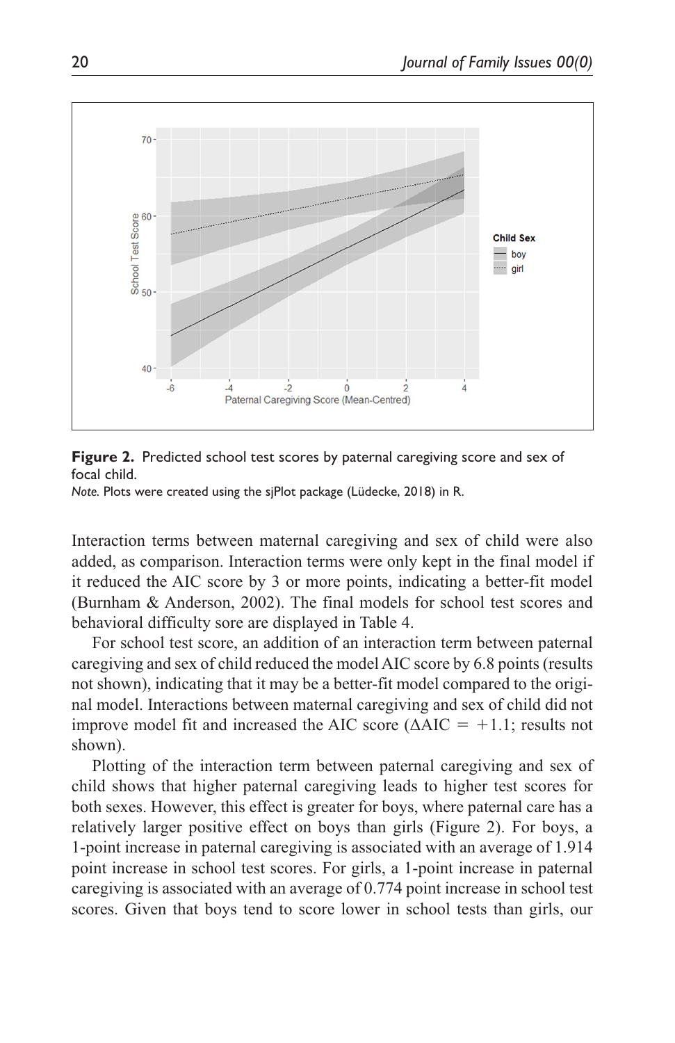**Figure 2.** Predicted school test scores by paternal caregiving score and sex of focal child.

*Note.* Plots were created using the sjPlot package (Lüdecke, 2018) in R.

Interaction terms between maternal caregiving and sex of child were also added, as comparison. Interaction terms were only kept in the final model if it reduced the AIC score by 3 or more points, indicating a better-fit model (Burnham & Anderson, 2002). The final models for school test scores and behavioral difficulty sore are displayed in Table 4.

For school test score, an addition of an interaction term between paternal caregiving and sex of child reduced the model AIC score by 6.8 points (results not shown), indicating that it may be a better-fit model compared to the original model. Interactions between maternal caregiving and sex of child did not improve model fit and increased the AIC score ($\Delta AIC = +1.1$; results not shown).

Plotting of the interaction term between paternal caregiving and sex of child shows that higher paternal caregiving leads to higher test scores for both sexes. However, this effect is greater for boys, where paternal care has a relatively larger positive effect on boys than girls (Figure 2). For boys, a 1-point increase in paternal caregiving is associated with an average of 1.914 point increase in school test scores. For girls, a 1-point increase in paternal caregiving is associated with an average of 0.774 point increase in school test scores. Given that boys tend to score lower in school tests than girls, our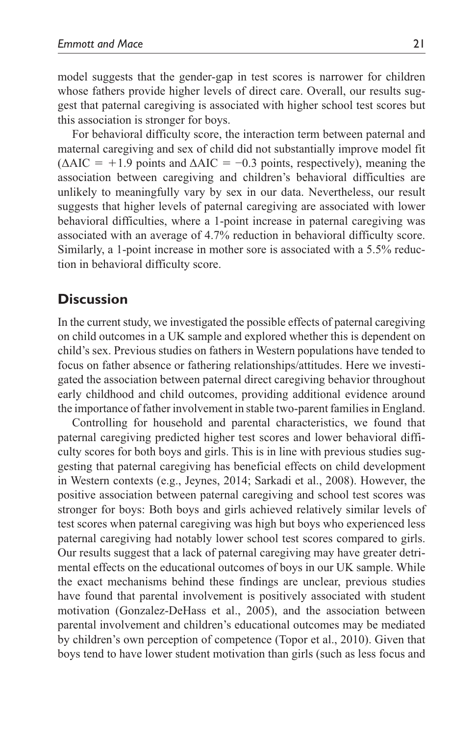model suggests that the gender-gap in test scores is narrower for children whose fathers provide higher levels of direct care. Overall, our results suggest that paternal caregiving is associated with higher school test scores but this association is stronger for boys.

For behavioral difficulty score, the interaction term between paternal and maternal caregiving and sex of child did not substantially improve model fit ($\Delta$AIC = +1.9 points and $\Delta$AIC = −0.3 points, respectively), meaning the association between caregiving and children's behavioral difficulties are unlikely to meaningfully vary by sex in our data. Nevertheless, our result suggests that higher levels of paternal caregiving are associated with lower behavioral difficulties, where a 1-point increase in paternal caregiving was associated with an average of 4.7% reduction in behavioral difficulty score. Similarly, a 1-point increase in mother sore is associated with a 5.5% reduction in behavioral difficulty score.

## Discussion

In the current study, we investigated the possible effects of paternal caregiving on child outcomes in a UK sample and explored whether this is dependent on child's sex. Previous studies on fathers in Western populations have tended to focus on father absence or fathering relationships/attitudes. Here we investigated the association between paternal direct caregiving behavior throughout early childhood and child outcomes, providing additional evidence around the importance of father involvement in stable two-parent families in England.

Controlling for household and parental characteristics, we found that paternal caregiving predicted higher test scores and lower behavioral difficulty scores for both boys and girls. This is in line with previous studies suggesting that paternal caregiving has beneficial effects on child development in Western contexts (e.g., Jeynes, 2014; Sarkadi et al., 2008). However, the positive association between paternal caregiving and school test scores was stronger for boys: Both boys and girls achieved relatively similar levels of test scores when paternal caregiving was high but boys who experienced less paternal caregiving had notably lower school test scores compared to girls. Our results suggest that a lack of paternal caregiving may have greater detrimental effects on the educational outcomes of boys in our UK sample. While the exact mechanisms behind these findings are unclear, previous studies have found that parental involvement is positively associated with student motivation (Gonzalez-DeHass et al., 2005), and the association between parental involvement and children's educational outcomes may be mediated by children's own perception of competence (Topor et al., 2010). Given that boys tend to have lower student motivation than girls (such as less focus and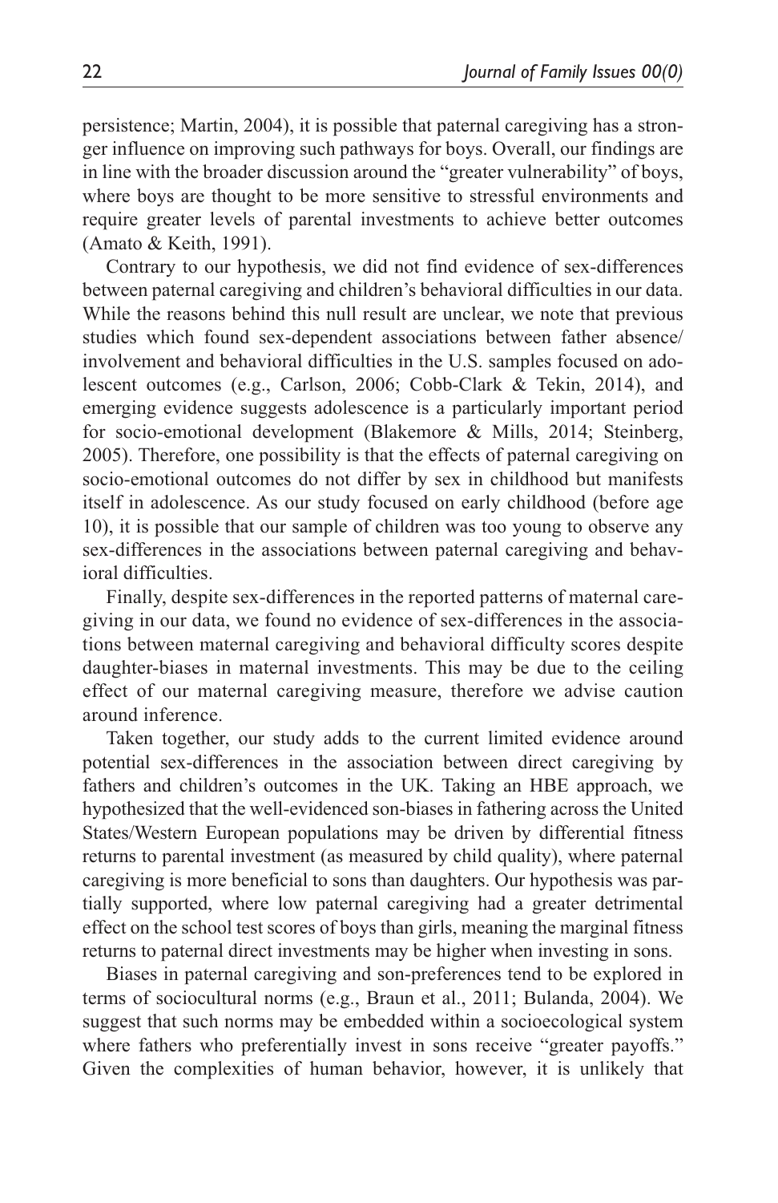persistence; Martin, 2004), it is possible that paternal caregiving has a stronger influence on improving such pathways for boys. Overall, our findings are in line with the broader discussion around the "greater vulnerability" of boys, where boys are thought to be more sensitive to stressful environments and require greater levels of parental investments to achieve better outcomes (Amato & Keith, 1991).

Contrary to our hypothesis, we did not find evidence of sex-differences between paternal caregiving and children's behavioral difficulties in our data. While the reasons behind this null result are unclear, we note that previous studies which found sex-dependent associations between father absence/involvement and behavioral difficulties in the U.S. samples focused on adolescent outcomes (e.g., Carlson, 2006; Cobb-Clark & Tekin, 2014), and emerging evidence suggests adolescence is a particularly important period for socio-emotional development (Blakemore & Mills, 2014; Steinberg, 2005). Therefore, one possibility is that the effects of paternal caregiving on socio-emotional outcomes do not differ by sex in childhood but manifests itself in adolescence. As our study focused on early childhood (before age 10), it is possible that our sample of children was too young to observe any sex-differences in the associations between paternal caregiving and behavioral difficulties.

Finally, despite sex-differences in the reported patterns of maternal caregiving in our data, we found no evidence of sex-differences in the associations between maternal caregiving and behavioral difficulty scores despite daughter-biases in maternal investments. This may be due to the ceiling effect of our maternal caregiving measure, therefore we advise caution around inference.

Taken together, our study adds to the current limited evidence around potential sex-differences in the association between direct caregiving by fathers and children's outcomes in the UK. Taking an HBE approach, we hypothesized that the well-evidenced son-biases in fathering across the United States/Western European populations may be driven by differential fitness returns to parental investment (as measured by child quality), where paternal caregiving is more beneficial to sons than daughters. Our hypothesis was partially supported, where low paternal caregiving had a greater detrimental effect on the school test scores of boys than girls, meaning the marginal fitness returns to paternal direct investments may be higher when investing in sons.

Biases in paternal caregiving and son-preferences tend to be explored in terms of sociocultural norms (e.g., Braun et al., 2011; Bulanda, 2004). We suggest that such norms may be embedded within a socioecological system where fathers who preferentially invest in sons receive "greater payoffs." Given the complexities of human behavior, however, it is unlikely that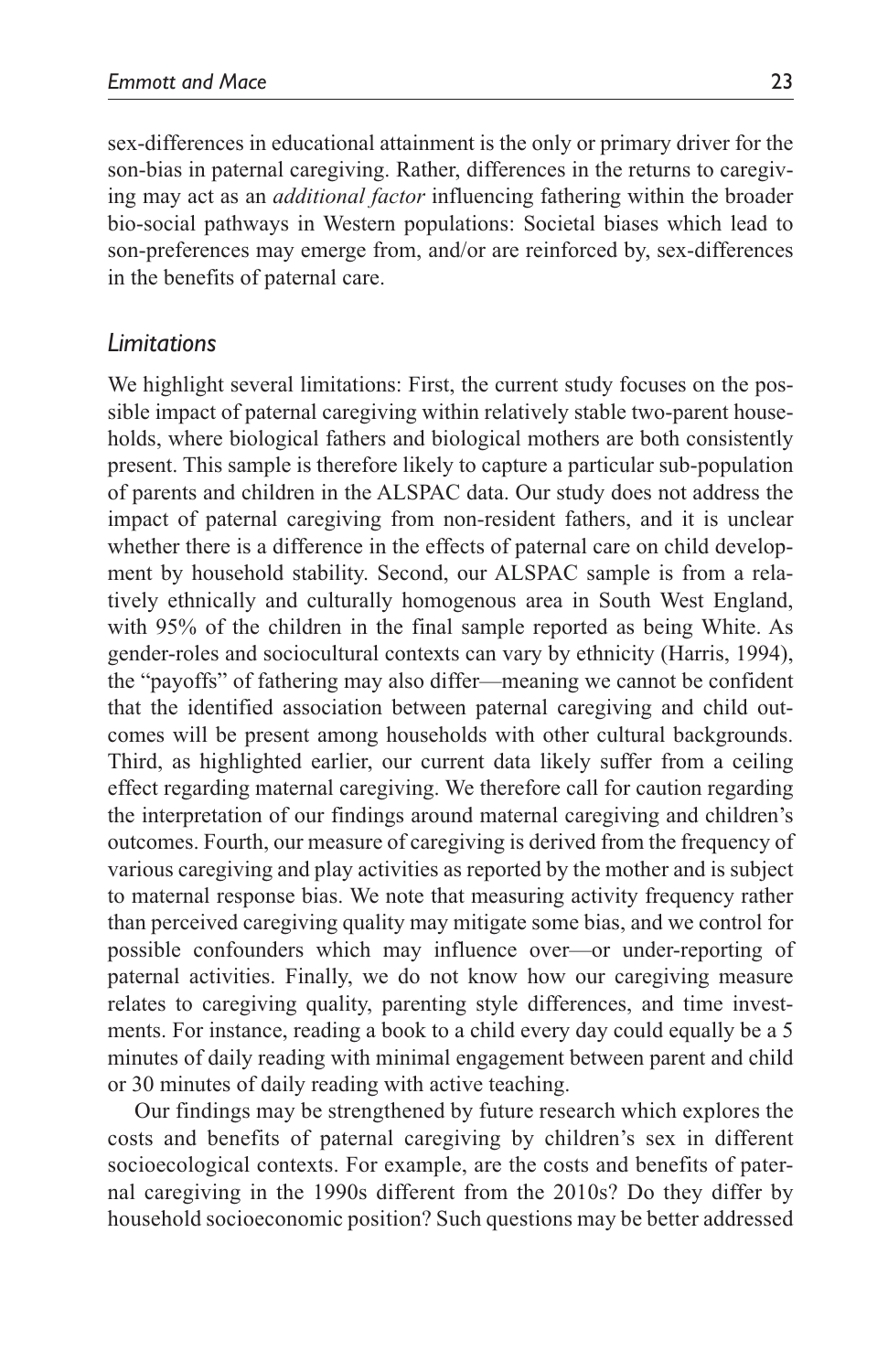sex-differences in educational attainment is the only or primary driver for the son-bias in paternal caregiving. Rather, differences in the returns to caregiving may act as an *additional factor* influencing fathering within the broader bio-social pathways in Western populations: Societal biases which lead to son-preferences may emerge from, and/or are reinforced by, sex-differences in the benefits of paternal care.

### *Limitations*

We highlight several limitations: First, the current study focuses on the possible impact of paternal caregiving within relatively stable two-parent households, where biological fathers and biological mothers are both consistently present. This sample is therefore likely to capture a particular sub-population of parents and children in the ALSPAC data. Our study does not address the impact of paternal caregiving from non-resident fathers, and it is unclear whether there is a difference in the effects of paternal care on child development by household stability. Second, our ALSPAC sample is from a relatively ethnically and culturally homogenous area in South West England, with 95% of the children in the final sample reported as being White. As gender-roles and sociocultural contexts can vary by ethnicity (Harris, 1994), the "payoffs" of fathering may also differ—meaning we cannot be confident that the identified association between paternal caregiving and child outcomes will be present among households with other cultural backgrounds. Third, as highlighted earlier, our current data likely suffer from a ceiling effect regarding maternal caregiving. We therefore call for caution regarding the interpretation of our findings around maternal caregiving and children's outcomes. Fourth, our measure of caregiving is derived from the frequency of various caregiving and play activities as reported by the mother and is subject to maternal response bias. We note that measuring activity frequency rather than perceived caregiving quality may mitigate some bias, and we control for possible confounders which may influence over—or under-reporting of paternal activities. Finally, we do not know how our caregiving measure relates to caregiving quality, parenting style differences, and time investments. For instance, reading a book to a child every day could equally be a 5 minutes of daily reading with minimal engagement between parent and child or 30 minutes of daily reading with active teaching.

Our findings may be strengthened by future research which explores the costs and benefits of paternal caregiving by children's sex in different socioecological contexts. For example, are the costs and benefits of paternal caregiving in the 1990s different from the 2010s? Do they differ by household socioeconomic position? Such questions may be better addressed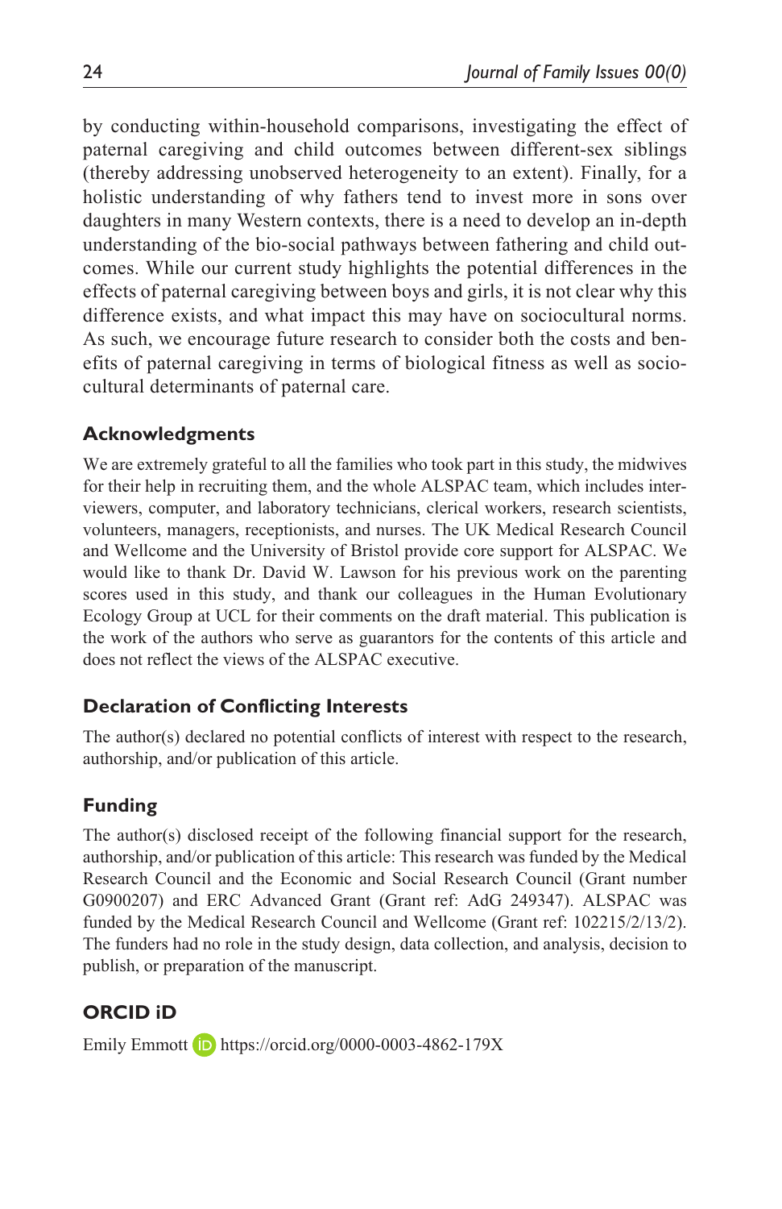by conducting within-household comparisons, investigating the effect of paternal caregiving and child outcomes between different-sex siblings (thereby addressing unobserved heterogeneity to an extent). Finally, for a holistic understanding of why fathers tend to invest more in sons over daughters in many Western contexts, there is a need to develop an in-depth understanding of the bio-social pathways between fathering and child outcomes. While our current study highlights the potential differences in the effects of paternal caregiving between boys and girls, it is not clear why this difference exists, and what impact this may have on sociocultural norms. As such, we encourage future research to consider both the costs and benefits of paternal caregiving in terms of biological fitness as well as sociocultural determinants of paternal care.

## Acknowledgments

We are extremely grateful to all the families who took part in this study, the midwives for their help in recruiting them, and the whole ALSPAC team, which includes interviewers, computer, and laboratory technicians, clerical workers, research scientists, volunteers, managers, receptionists, and nurses. The UK Medical Research Council and Wellcome and the University of Bristol provide core support for ALSPAC. We would like to thank Dr. David W. Lawson for his previous work on the parenting scores used in this study, and thank our colleagues in the Human Evolutionary Ecology Group at UCL for their comments on the draft material. This publication is the work of the authors who serve as guarantors for the contents of this article and does not reflect the views of the ALSPAC executive.

## Declaration of Conflicting Interests

The author(s) declared no potential conflicts of interest with respect to the research, authorship, and/or publication of this article.

## Funding

The author(s) disclosed receipt of the following financial support for the research, authorship, and/or publication of this article: This research was funded by the Medical Research Council and the Economic and Social Research Council (Grant number G0900207) and ERC Advanced Grant (Grant ref: AdG 249347). ALSPAC was funded by the Medical Research Council and Wellcome (Grant ref: 102215/2/13/2). The funders had no role in the study design, data collection, and analysis, decision to publish, or preparation of the manuscript.

## ORCID iD

Emily Emmott https://orcid.org/0000-0003-4862-179X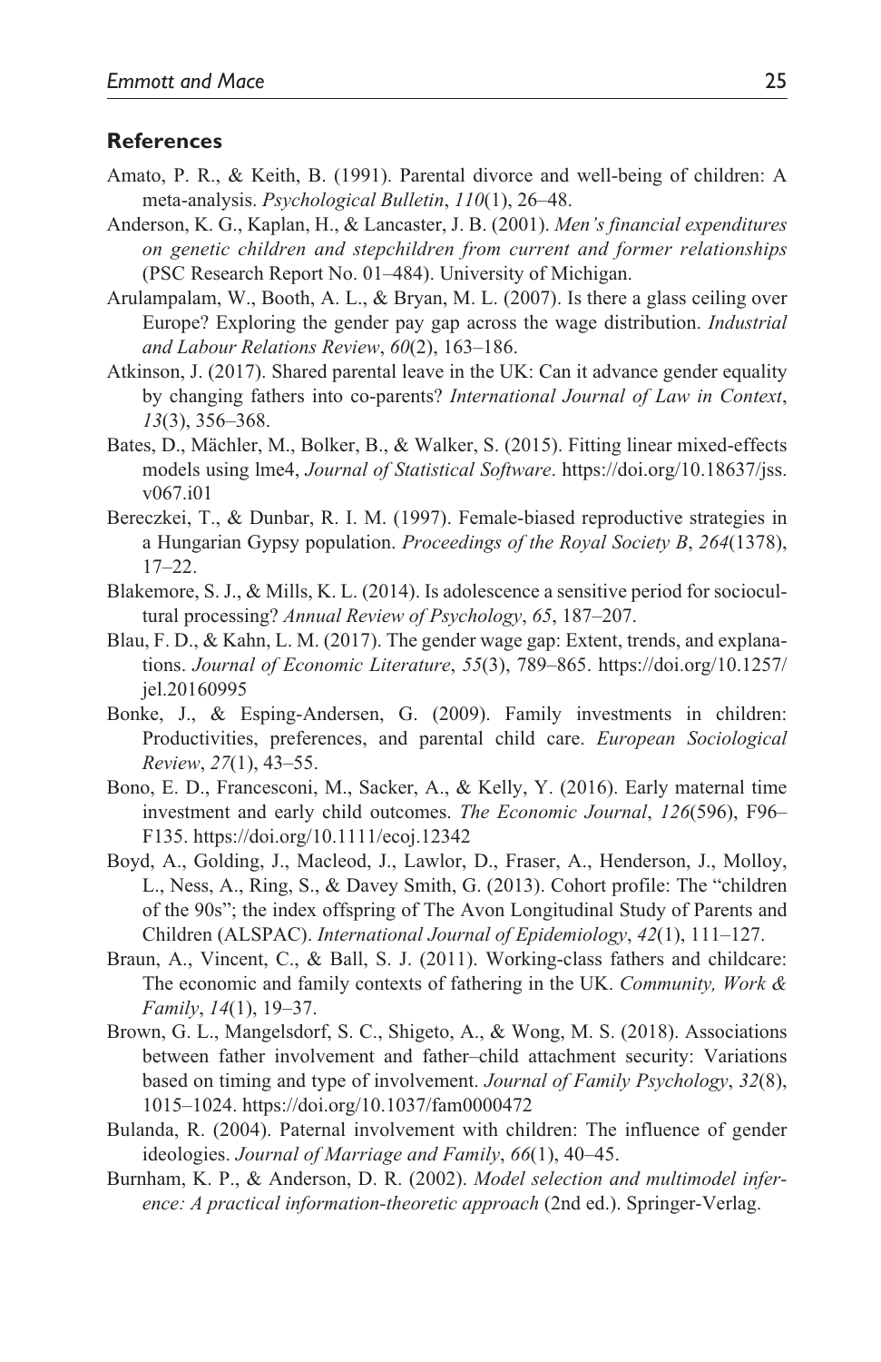## References

Amato, P. R., & Keith, B. (1991). Parental divorce and well-being of children: A meta-analysis. *Psychological Bulletin*, *110*(1), 26–48.

Anderson, K. G., Kaplan, H., & Lancaster, J. B. (2001). *Men's financial expenditures on genetic children and stepchildren from current and former relationships* (PSC Research Report No. 01–484). University of Michigan.

Arulampalam, W., Booth, A. L., & Bryan, M. L. (2007). Is there a glass ceiling over Europe? Exploring the gender pay gap across the wage distribution. *Industrial and Labour Relations Review*, *60*(2), 163–186.

Atkinson, J. (2017). Shared parental leave in the UK: Can it advance gender equality by changing fathers into co-parents? *International Journal of Law in Context*, *13*(3), 356–368.

Bates, D., Mächler, M., Bolker, B., & Walker, S. (2015). Fitting linear mixed-effects models using lme4, *Journal of Statistical Software*. https://doi.org/10.18637/jss.v067.i01

Bereczkei, T., & Dunbar, R. I. M. (1997). Female-biased reproductive strategies in a Hungarian Gypsy population. *Proceedings of the Royal Society B*, *264*(1378), 17–22.

Blakemore, S. J., & Mills, K. L. (2014). Is adolescence a sensitive period for sociocultural processing? *Annual Review of Psychology*, *65*, 187–207.

Blau, F. D., & Kahn, L. M. (2017). The gender wage gap: Extent, trends, and explanations. *Journal of Economic Literature*, *55*(3), 789–865. https://doi.org/10.1257/jel.20160995

Bonke, J., & Esping-Andersen, G. (2009). Family investments in children: Productivities, preferences, and parental child care. *European Sociological Review*, *27*(1), 43–55.

Bono, E. D., Francesconi, M., Sacker, A., & Kelly, Y. (2016). Early maternal time investment and early child outcomes. *The Economic Journal*, *126*(596), F96–F135. https://doi.org/10.1111/ecoj.12342

Boyd, A., Golding, J., Macleod, J., Lawlor, D., Fraser, A., Henderson, J., Molloy, L., Ness, A., Ring, S., & Davey Smith, G. (2013). Cohort profile: The "children of the 90s"; the index offspring of The Avon Longitudinal Study of Parents and Children (ALSPAC). *International Journal of Epidemiology*, *42*(1), 111–127.

Braun, A., Vincent, C., & Ball, S. J. (2011). Working-class fathers and childcare: The economic and family contexts of fathering in the UK. *Community, Work & Family*, *14*(1), 19–37.

Brown, G. L., Mangelsdorf, S. C., Shigeto, A., & Wong, M. S. (2018). Associations between father involvement and father–child attachment security: Variations based on timing and type of involvement. *Journal of Family Psychology*, *32*(8), 1015–1024. https://doi.org/10.1037/fam0000472

Bulanda, R. (2004). Paternal involvement with children: The influence of gender ideologies. *Journal of Marriage and Family*, *66*(1), 40–45.

Burnham, K. P., & Anderson, D. R. (2002). *Model selection and multimodel inference: A practical information-theoretic approach* (2nd ed.). Springer-Verlag.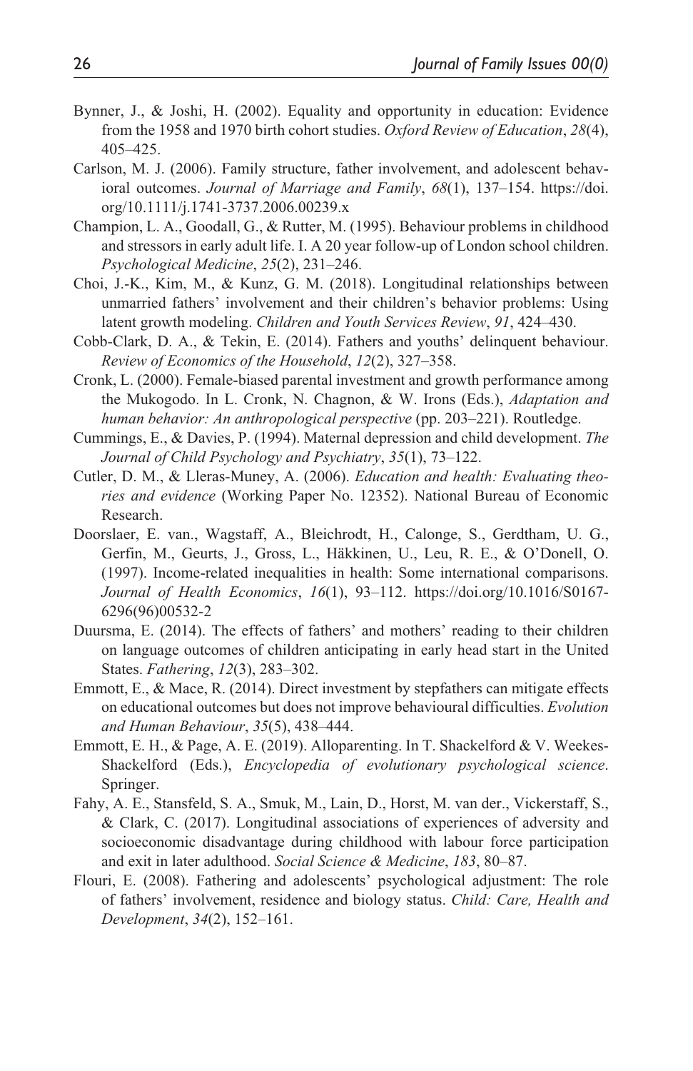Bynner, J., & Joshi, H. (2002). Equality and opportunity in education: Evidence from the 1958 and 1970 birth cohort studies. *Oxford Review of Education*, *28*(4), 405–425.

Carlson, M. J. (2006). Family structure, father involvement, and adolescent behavioral outcomes. *Journal of Marriage and Family*, *68*(1), 137–154. https://doi.org/10.1111/j.1741-3737.2006.00239.x

Champion, L. A., Goodall, G., & Rutter, M. (1995). Behaviour problems in childhood and stressors in early adult life. I. A 20 year follow-up of London school children. *Psychological Medicine*, *25*(2), 231–246.

Choi, J.-K., Kim, M., & Kunz, G. M. (2018). Longitudinal relationships between unmarried fathers' involvement and their children's behavior problems: Using latent growth modeling. *Children and Youth Services Review*, *91*, 424–430.

Cobb-Clark, D. A., & Tekin, E. (2014). Fathers and youths' delinquent behaviour. *Review of Economics of the Household*, *12*(2), 327–358.

Cronk, L. (2000). Female-biased parental investment and growth performance among the Mukogodo. In L. Cronk, N. Chagnon, & W. Irons (Eds.), *Adaptation and human behavior: An anthropological perspective* (pp. 203–221). Routledge.

Cummings, E., & Davies, P. (1994). Maternal depression and child development. *The Journal of Child Psychology and Psychiatry*, *35*(1), 73–122.

Cutler, D. M., & Lleras-Muney, A. (2006). *Education and health: Evaluating theories and evidence* (Working Paper No. 12352). National Bureau of Economic Research.

Doorslaer, E. van., Wagstaff, A., Bleichrodt, H., Calonge, S., Gerdtham, U. G., Gerfin, M., Geurts, J., Gross, L., Häkkinen, U., Leu, R. E., & O'Donell, O. (1997). Income-related inequalities in health: Some international comparisons. *Journal of Health Economics*, *16*(1), 93–112. https://doi.org/10.1016/S0167-6296(96)00532-2

Duursma, E. (2014). The effects of fathers' and mothers' reading to their children on language outcomes of children anticipating in early head start in the United States. *Fathering*, *12*(3), 283–302.

Emmott, E., & Mace, R. (2014). Direct investment by stepfathers can mitigate effects on educational outcomes but does not improve behavioural difficulties. *Evolution and Human Behaviour*, *35*(5), 438–444.

Emmott, E. H., & Page, A. E. (2019). Alloparenting. In T. Shackelford & V. Weekes-Shackelford (Eds.), *Encyclopedia of evolutionary psychological science*. Springer.

Fahy, A. E., Stansfeld, S. A., Smuk, M., Lain, D., Horst, M. van der., Vickerstaff, S., & Clark, C. (2017). Longitudinal associations of experiences of adversity and socioeconomic disadvantage during childhood with labour force participation and exit in later adulthood. *Social Science & Medicine*, *183*, 80–87.

Flouri, E. (2008). Fathering and adolescents' psychological adjustment: The role of fathers' involvement, residence and biology status. *Child: Care, Health and Development*, *34*(2), 152–161.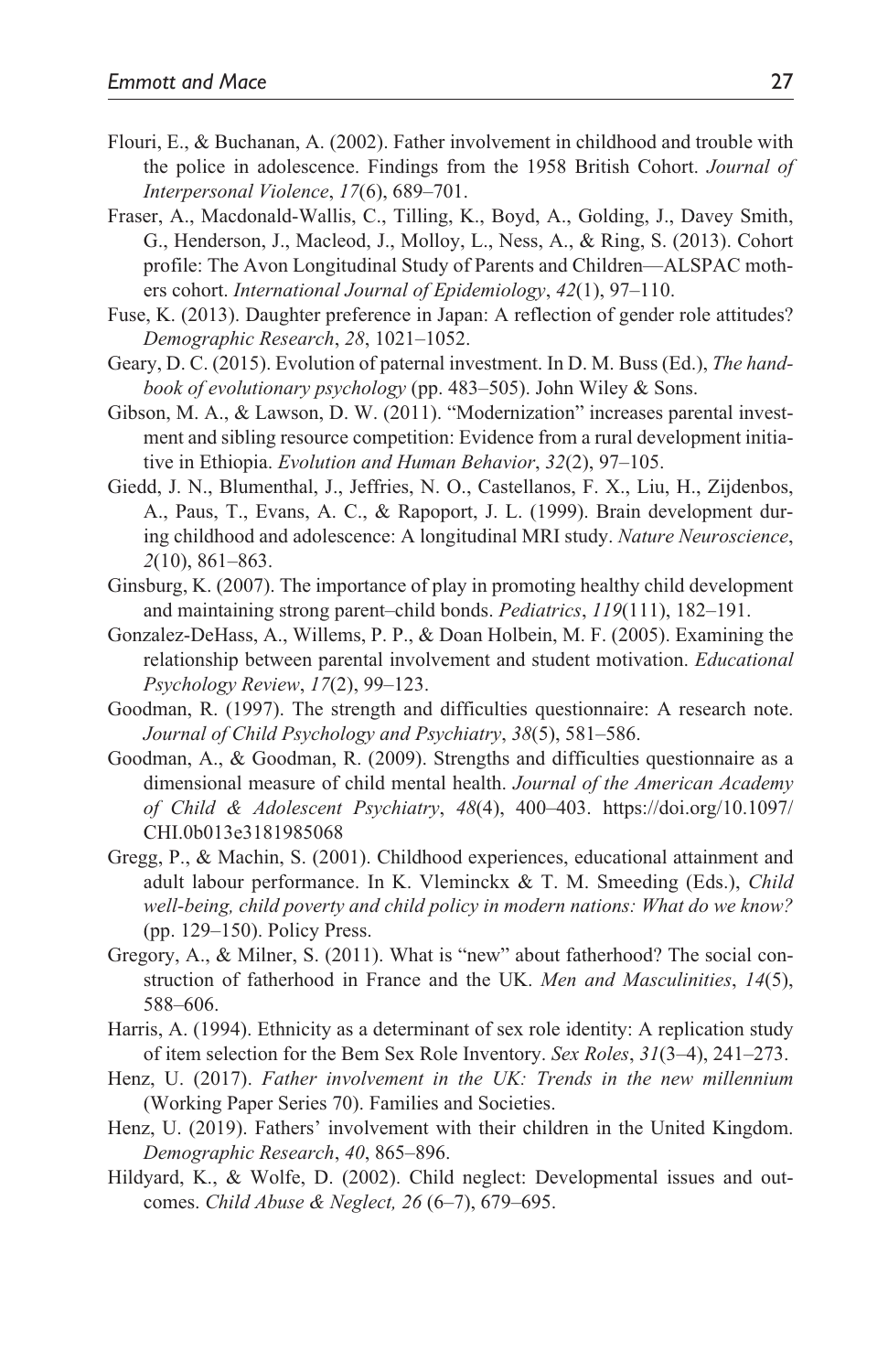Flouri, E., & Buchanan, A. (2002). Father involvement in childhood and trouble with the police in adolescence. Findings from the 1958 British Cohort. *Journal of Interpersonal Violence*, *17*(6), 689–701.

Fraser, A., Macdonald-Wallis, C., Tilling, K., Boyd, A., Golding, J., Davey Smith, G., Henderson, J., Macleod, J., Molloy, L., Ness, A., & Ring, S. (2013). Cohort profile: The Avon Longitudinal Study of Parents and Children—ALSPAC mothers cohort. *International Journal of Epidemiology*, *42*(1), 97–110.

Fuse, K. (2013). Daughter preference in Japan: A reflection of gender role attitudes? *Demographic Research*, *28*, 1021–1052.

Geary, D. C. (2015). Evolution of paternal investment. In D. M. Buss (Ed.), *The handbook of evolutionary psychology* (pp. 483–505). John Wiley & Sons.

Gibson, M. A., & Lawson, D. W. (2011). "Modernization" increases parental investment and sibling resource competition: Evidence from a rural development initiative in Ethiopia. *Evolution and Human Behavior*, *32*(2), 97–105.

Giedd, J. N., Blumenthal, J., Jeffries, N. O., Castellanos, F. X., Liu, H., Zijdenbos, A., Paus, T., Evans, A. C., & Rapoport, J. L. (1999). Brain development during childhood and adolescence: A longitudinal MRI study. *Nature Neuroscience*, *2*(10), 861–863.

Ginsburg, K. (2007). The importance of play in promoting healthy child development and maintaining strong parent–child bonds. *Pediatrics*, *119*(111), 182–191.

Gonzalez-DeHass, A., Willems, P. P., & Doan Holbein, M. F. (2005). Examining the relationship between parental involvement and student motivation. *Educational Psychology Review*, *17*(2), 99–123.

Goodman, R. (1997). The strength and difficulties questionnaire: A research note. *Journal of Child Psychology and Psychiatry*, *38*(5), 581–586.

Goodman, A., & Goodman, R. (2009). Strengths and difficulties questionnaire as a dimensional measure of child mental health. *Journal of the American Academy of Child & Adolescent Psychiatry*, *48*(4), 400–403. https://doi.org/10.1097/CHI.0b013e3181985068

Gregg, P., & Machin, S. (2001). Childhood experiences, educational attainment and adult labour performance. In K. Vleminckx & T. M. Smeeding (Eds.), *Child well-being, child poverty and child policy in modern nations: What do we know?* (pp. 129–150). Policy Press.

Gregory, A., & Milner, S. (2011). What is "new" about fatherhood? The social construction of fatherhood in France and the UK. *Men and Masculinities*, *14*(5), 588–606.

Harris, A. (1994). Ethnicity as a determinant of sex role identity: A replication study of item selection for the Bem Sex Role Inventory. *Sex Roles*, *31*(3–4), 241–273.

Henz, U. (2017). *Father involvement in the UK: Trends in the new millennium* (Working Paper Series 70). Families and Societies.

Henz, U. (2019). Fathers' involvement with their children in the United Kingdom. *Demographic Research*, *40*, 865–896.

Hildyard, K., & Wolfe, D. (2002). Child neglect: Developmental issues and outcomes. *Child Abuse & Neglect, 26* (6–7), 679–695.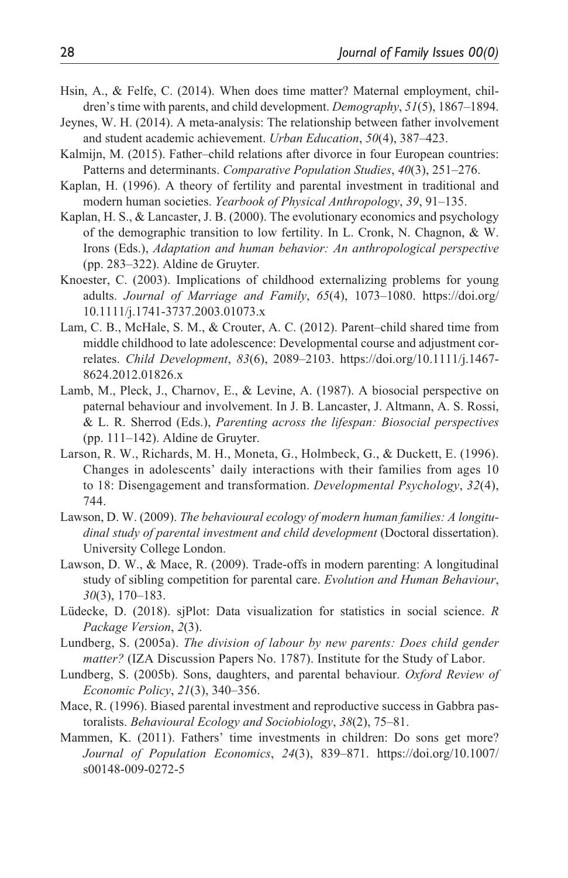Hsin, A., & Felfe, C. (2014). When does time matter? Maternal employment, children's time with parents, and child development. *Demography*, *51*(5), 1867–1894.

Jeynes, W. H. (2014). A meta-analysis: The relationship between father involvement and student academic achievement. *Urban Education*, *50*(4), 387–423.

Kalmijn, M. (2015). Father–child relations after divorce in four European countries: Patterns and determinants. *Comparative Population Studies*, *40*(3), 251–276.

Kaplan, H. (1996). A theory of fertility and parental investment in traditional and modern human societies. *Yearbook of Physical Anthropology*, *39*, 91–135.

Kaplan, H. S., & Lancaster, J. B. (2000). The evolutionary economics and psychology of the demographic transition to low fertility. In L. Cronk, N. Chagnon, & W. Irons (Eds.), *Adaptation and human behavior: An anthropological perspective* (pp. 283–322). Aldine de Gruyter.

Knoester, C. (2003). Implications of childhood externalizing problems for young adults. *Journal of Marriage and Family*, *65*(4), 1073–1080. https://doi.org/10.1111/j.1741-3737.2003.01073.x

Lam, C. B., McHale, S. M., & Crouter, A. C. (2012). Parent–child shared time from middle childhood to late adolescence: Developmental course and adjustment correlates. *Child Development*, *83*(6), 2089–2103. https://doi.org/10.1111/j.1467-8624.2012.01826.x

Lamb, M., Pleck, J., Charnov, E., & Levine, A. (1987). A biosocial perspective on paternal behaviour and involvement. In J. B. Lancaster, J. Altmann, A. S. Rossi, & L. R. Sherrod (Eds.), *Parenting across the lifespan: Biosocial perspectives* (pp. 111–142). Aldine de Gruyter.

Larson, R. W., Richards, M. H., Moneta, G., Holmbeck, G., & Duckett, E. (1996). Changes in adolescents' daily interactions with their families from ages 10 to 18: Disengagement and transformation. *Developmental Psychology*, *32*(4), 744.

Lawson, D. W. (2009). *The behavioural ecology of modern human families: A longitudinal study of parental investment and child development* (Doctoral dissertation). University College London.

Lawson, D. W., & Mace, R. (2009). Trade-offs in modern parenting: A longitudinal study of sibling competition for parental care. *Evolution and Human Behaviour*, *30*(3), 170–183.

Lüdecke, D. (2018). sjPlot: Data visualization for statistics in social science. *R Package Version*, *2*(3).

Lundberg, S. (2005a). *The division of labour by new parents: Does child gender matter?* (IZA Discussion Papers No. 1787). Institute for the Study of Labor.

Lundberg, S. (2005b). Sons, daughters, and parental behaviour. *Oxford Review of Economic Policy*, *21*(3), 340–356.

Mace, R. (1996). Biased parental investment and reproductive success in Gabbra pastoralists. *Behavioural Ecology and Sociobiology*, *38*(2), 75–81.

Mammen, K. (2011). Fathers' time investments in children: Do sons get more? *Journal of Population Economics*, *24*(3), 839–871. https://doi.org/10.1007/s00148-009-0272-5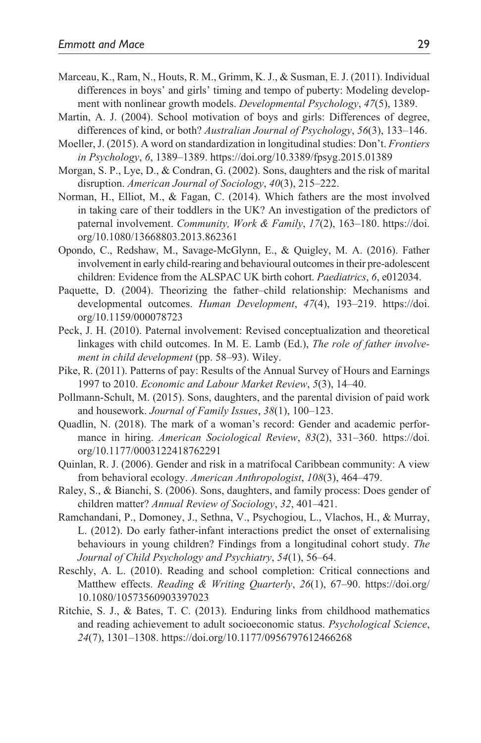Marceau, K., Ram, N., Houts, R. M., Grimm, K. J., & Susman, E. J. (2011). Individual differences in boys' and girls' timing and tempo of puberty: Modeling development with nonlinear growth models. *Developmental Psychology*, *47*(5), 1389.

Martin, A. J. (2004). School motivation of boys and girls: Differences of degree, differences of kind, or both? *Australian Journal of Psychology*, *56*(3), 133–146.

Moeller, J. (2015). A word on standardization in longitudinal studies: Don't. *Frontiers in Psychology*, *6*, 1389–1389. https://doi.org/10.3389/fpsyg.2015.01389

Morgan, S. P., Lye, D., & Condran, G. (2002). Sons, daughters and the risk of marital disruption. *American Journal of Sociology*, *40*(3), 215–222.

Norman, H., Elliot, M., & Fagan, C. (2014). Which fathers are the most involved in taking care of their toddlers in the UK? An investigation of the predictors of paternal involvement. *Community, Work & Family*, *17*(2), 163–180. https://doi.org/10.1080/13668803.2013.862361

Opondo, C., Redshaw, M., Savage-McGlynn, E., & Quigley, M. A. (2016). Father involvement in early child-rearing and behavioural outcomes in their pre-adolescent children: Evidence from the ALSPAC UK birth cohort. *Paediatrics*, *6*, e012034.

Paquette, D. (2004). Theorizing the father–child relationship: Mechanisms and developmental outcomes. *Human Development*, *47*(4), 193–219. https://doi.org/10.1159/000078723

Peck, J. H. (2010). Paternal involvement: Revised conceptualization and theoretical linkages with child outcomes. In M. E. Lamb (Ed.), *The role of father involvement in child development* (pp. 58–93). Wiley.

Pike, R. (2011). Patterns of pay: Results of the Annual Survey of Hours and Earnings 1997 to 2010. *Economic and Labour Market Review*, *5*(3), 14–40.

Pollmann-Schult, M. (2015). Sons, daughters, and the parental division of paid work and housework. *Journal of Family Issues*, *38*(1), 100–123.

Quadlin, N. (2018). The mark of a woman's record: Gender and academic performance in hiring. *American Sociological Review*, *83*(2), 331–360. https://doi.org/10.1177/0003122418762291

Quinlan, R. J. (2006). Gender and risk in a matrifocal Caribbean community: A view from behavioral ecology. *American Anthropologist*, *108*(3), 464–479.

Raley, S., & Bianchi, S. (2006). Sons, daughters, and family process: Does gender of children matter? *Annual Review of Sociology*, *32*, 401–421.

Ramchandani, P., Domoney, J., Sethna, V., Psychogiou, L., Vlachos, H., & Murray, L. (2012). Do early father-infant interactions predict the onset of externalising behaviours in young children? Findings from a longitudinal cohort study. *The Journal of Child Psychology and Psychiatry*, *54*(1), 56–64.

Reschly, A. L. (2010). Reading and school completion: Critical connections and Matthew effects. *Reading & Writing Quarterly*, *26*(1), 67–90. https://doi.org/10.1080/10573560903397023

Ritchie, S. J., & Bates, T. C. (2013). Enduring links from childhood mathematics and reading achievement to adult socioeconomic status. *Psychological Science*, *24*(7), 1301–1308. https://doi.org/10.1177/0956797612466268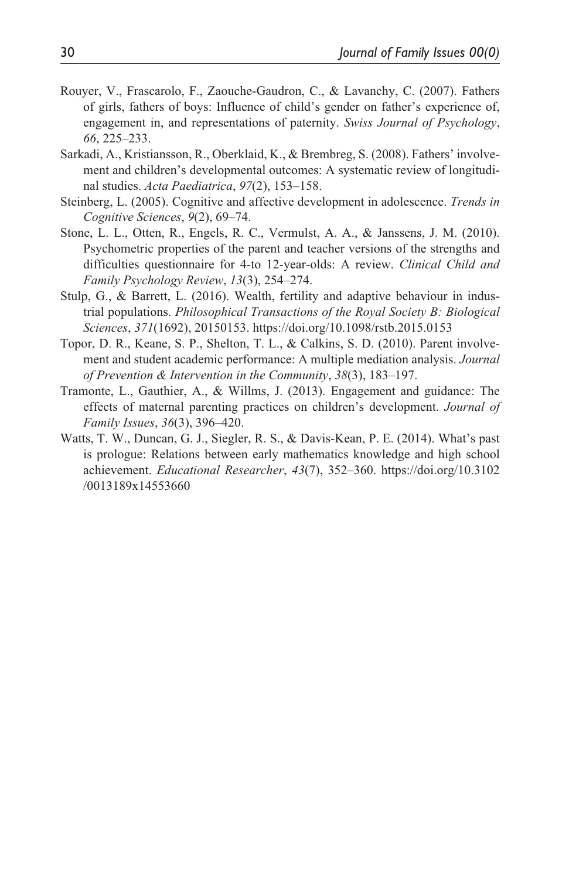Rouyer, V., Frascarolo, F., Zaouche-Gaudron, C., & Lavanchy, C. (2007). Fathers of girls, fathers of boys: Influence of child's gender on father's experience of, engagement in, and representations of paternity. *Swiss Journal of Psychology*, *66*, 225–233.

Sarkadi, A., Kristiansson, R., Oberklaid, K., & Brembreg, S. (2008). Fathers' involvement and children's developmental outcomes: A systematic review of longitudinal studies. *Acta Paediatrica*, *97*(2), 153–158.

Steinberg, L. (2005). Cognitive and affective development in adolescence. *Trends in Cognitive Sciences*, *9*(2), 69–74.

Stone, L. L., Otten, R., Engels, R. C., Vermulst, A. A., & Janssens, J. M. (2010). Psychometric properties of the parent and teacher versions of the strengths and difficulties questionnaire for 4-to 12-year-olds: A review. *Clinical Child and Family Psychology Review*, *13*(3), 254–274.

Stulp, G., & Barrett, L. (2016). Wealth, fertility and adaptive behaviour in industrial populations. *Philosophical Transactions of the Royal Society B: Biological Sciences*, *371*(1692), 20150153. https://doi.org/10.1098/rstb.2015.0153

Topor, D. R., Keane, S. P., Shelton, T. L., & Calkins, S. D. (2010). Parent involvement and student academic performance: A multiple mediation analysis. *Journal of Prevention & Intervention in the Community*, *38*(3), 183–197.

Tramonte, L., Gauthier, A., & Willms, J. (2013). Engagement and guidance: The effects of maternal parenting practices on children's development. *Journal of Family Issues*, *36*(3), 396–420.

Watts, T. W., Duncan, G. J., Siegler, R. S., & Davis-Kean, P. E. (2014). What's past is prologue: Relations between early mathematics knowledge and high school achievement. *Educational Researcher*, *43*(7), 352–360. https://doi.org/10.3102/0013189x14553660